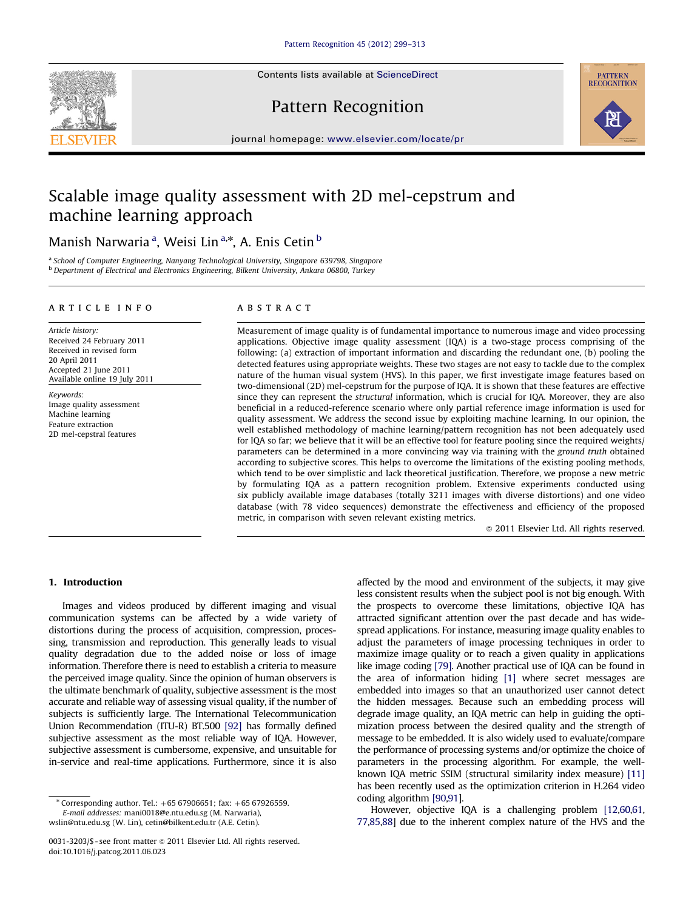# Scalable image quality assessment with 2D mel-cepstrum and machine learning approach

Manish Narwaria [a], Weisi Lin [a,*], A. Enis Cetin [b]

[a] School of Computer Engineering, Nanyang Technological University, Singapore 639798, Singapore
[b] Department of Electrical and Electronics Engineering, Bilkent University, Ankara 06800, Turkey

**ARTICLE INFO**

*Article history:*
Received 24 February 2011
Received in revised form
20 April 2011
Accepted 21 June 2011
Available online 19 July 2011

*Keywords:*
Image quality assessment
Machine learning
Feature extraction
2D mel-cepstral features

**ABSTRACT**

Measurement of image quality is of fundamental importance to numerous image and video processing applications. Objective image quality assessment (IQA) is a two-stage process comprising of the following: (a) extraction of important information and discarding the redundant one, (b) pooling the detected features using appropriate weights. These two stages are not easy to tackle due to the complex nature of the human visual system (HVS). In this paper, we first investigate image features based on two-dimensional (2D) mel-cepstrum for the purpose of IQA. It is shown that these features are effective since they can represent the *structural* information, which is crucial for IQA. Moreover, they are also beneficial in a reduced-reference scenario where only partial reference image information is used for quality assessment. We address the second issue by exploiting machine learning. In our opinion, the well established methodology of machine learning/pattern recognition has not been adequately used for IQA so far; we believe that it will be an effective tool for feature pooling since the required weights/parameters can be determined in a more convincing way via training with the *ground truth* obtained according to subjective scores. This helps to overcome the limitations of the existing pooling methods, which tend to be over simplistic and lack theoretical justification. Therefore, we propose a new metric by formulating IQA as a pattern recognition problem. Extensive experiments conducted using six publicly available image databases (totally 3211 images with diverse distortions) and one video database (with 78 video sequences) demonstrate the effectiveness and efficiency of the proposed metric, in comparison with seven relevant existing metrics.

© 2011 Elsevier Ltd. All rights reserved.

## 1. Introduction

Images and videos produced by different imaging and visual communication systems can be affected by a wide variety of distortions during the process of acquisition, compression, processing, transmission and reproduction. This generally leads to visual quality degradation due to the added noise or loss of image information. Therefore there is need to establish a criteria to measure the perceived image quality. Since the opinion of human observers is the ultimate benchmark of quality, subjective assessment is the most accurate and reliable way of assessing visual quality, if the number of subjects is sufficiently large. The International Telecommunication Union Recommendation (ITU-R) BT.500 [92] has formally defined subjective assessment as the most reliable way of IQA. However, subjective assessment is cumbersome, expensive, and unsuitable for in-service and real-time applications. Furthermore, since it is also affected by the mood and environment of the subjects, it may give less consistent results when the subject pool is not big enough. With the prospects to overcome these limitations, objective IQA has attracted significant attention over the past decade and has widespread applications. For instance, measuring image quality enables to adjust the parameters of image processing techniques in order to maximize image quality or to reach a given quality in applications like image coding [79]. Another practical use of IQA can be found in the area of information hiding [1] where secret messages are embedded into images so that an unauthorized user cannot detect the hidden messages. Because such an embedding process will degrade image quality, an IQA metric can help in guiding the optimization process between the desired quality and the strength of message to be embedded. It is also widely used to evaluate/compare the performance of processing systems and/or optimize the choice of parameters in the processing algorithm. For example, the well-known IQA metric SSIM (structural similarity index measure) [11] has been recently used as the optimization criterion in H.264 video coding algorithm [90,91].

However, objective IQA is a challenging problem [12,60,61,77,85,88] due to the inherent complex nature of the HVS and the

* Corresponding author. Tel.: +65 67906651; fax: +65 67926559.
E-mail addresses: mani0018@e.ntu.edu.sg (M. Narwaria), wslin@ntu.edu.sg (W. Lin), cetin@bilkent.edu.tr (A.E. Cetin).

0031-3203/$ - see front matter © 2011 Elsevier Ltd. All rights reserved.
doi:10.1016/j.patcog.2011.06.023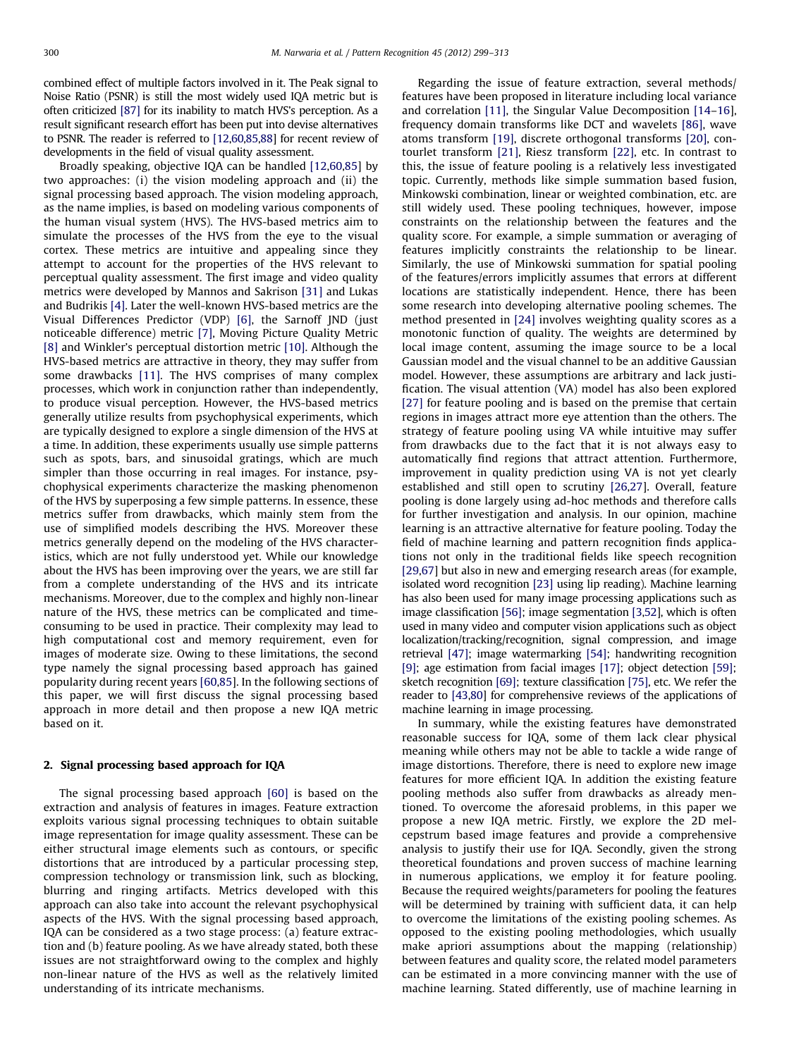combined effect of multiple factors involved in it. The Peak signal to Noise Ratio (PSNR) is still the most widely used IQA metric but is often criticized [87] for its inability to match HVS's perception. As a result significant research effort has been put into devise alternatives to PSNR. The reader is referred to [12,60,85,88] for recent review of developments in the field of visual quality assessment.

Broadly speaking, objective IQA can be handled [12,60,85] by two approaches: (i) the vision modeling approach and (ii) the signal processing based approach. The vision modeling approach, as the name implies, is based on modeling various components of the human visual system (HVS). The HVS-based metrics aim to simulate the processes of the HVS from the eye to the visual cortex. These metrics are intuitive and appealing since they attempt to account for the properties of the HVS relevant to perceptual quality assessment. The first image and video quality metrics were developed by Mannos and Sakrison [31] and Lukas and Budrikis [4]. Later the well-known HVS-based metrics are the Visual Differences Predictor (VDP) [6], the Sarnoff JND (just noticeable difference) metric [7], Moving Picture Quality Metric [8] and Winkler's perceptual distortion metric [10]. Although the HVS-based metrics are attractive in theory, they may suffer from some drawbacks [11]. The HVS comprises of many complex processes, which work in conjunction rather than independently, to produce visual perception. However, the HVS-based metrics generally utilize results from psychophysical experiments, which are typically designed to explore a single dimension of the HVS at a time. In addition, these experiments usually use simple patterns such as spots, bars, and sinusoidal gratings, which are much simpler than those occurring in real images. For instance, psychophysical experiments characterize the masking phenomenon of the HVS by superposing a few simple patterns. In essence, these metrics suffer from drawbacks, which mainly stem from the use of simplified models describing the HVS. Moreover these metrics generally depend on the modeling of the HVS characteristics, which are not fully understood yet. While our knowledge about the HVS has been improving over the years, we are still far from a complete understanding of the HVS and its intricate mechanisms. Moreover, due to the complex and highly non-linear nature of the HVS, these metrics can be complicated and time-consuming to be used in practice. Their complexity may lead to high computational cost and memory requirement, even for images of moderate size. Owing to these limitations, the second type namely the signal processing based approach has gained popularity during recent years [60,85]. In the following sections of this paper, we will first discuss the signal processing based approach in more detail and then propose a new IQA metric based on it.

## 2. Signal processing based approach for IQA

The signal processing based approach [60] is based on the extraction and analysis of features in images. Feature extraction exploits various signal processing techniques to obtain suitable image representation for image quality assessment. These can be either structural image elements such as contours, or specific distortions that are introduced by a particular processing step, compression technology or transmission link, such as blocking, blurring and ringing artifacts. Metrics developed with this approach can also take into account the relevant psychophysical aspects of the HVS. With the signal processing based approach, IQA can be considered as a two stage process: (a) feature extraction and (b) feature pooling. As we have already stated, both these issues are not straightforward owing to the complex and highly non-linear nature of the HVS as well as the relatively limited understanding of its intricate mechanisms.

Regarding the issue of feature extraction, several methods/features have been proposed in literature including local variance and correlation [11], the Singular Value Decomposition [14–16], frequency domain transforms like DCT and wavelets [86], wave atoms transform [19], discrete orthogonal transforms [20], contourlet transform [21], Riesz transform [22], etc. In contrast to this, the issue of feature pooling is a relatively less investigated topic. Currently, methods like simple summation based fusion, Minkowski combination, linear or weighted combination, etc. are still widely used. These pooling techniques, however, impose constraints on the relationship between the features and the quality score. For example, a simple summation or averaging of features implicitly constraints the relationship to be linear. Similarly, the use of Minkowski summation for spatial pooling of the features/errors implicitly assumes that errors at different locations are statistically independent. Hence, there has been some research into developing alternative pooling schemes. The method presented in [24] involves weighting quality scores as a monotonic function of quality. The weights are determined by local image content, assuming the image source to be a local Gaussian model and the visual channel to be an additive Gaussian model. However, these assumptions are arbitrary and lack justification. The visual attention (VA) model has also been explored [27] for feature pooling and is based on the premise that certain regions in images attract more eye attention than the others. The strategy of feature pooling using VA while intuitive may suffer from drawbacks due to the fact that it is not always easy to automatically find regions that attract attention. Furthermore, improvement in quality prediction using VA is not yet clearly established and still open to scrutiny [26,27]. Overall, feature pooling is done largely using ad-hoc methods and therefore calls for further investigation and analysis. In our opinion, machine learning is an attractive alternative for feature pooling. Today the field of machine learning and pattern recognition finds applications not only in the traditional fields like speech recognition [29,67] but also in new and emerging research areas (for example, isolated word recognition [23] using lip reading). Machine learning has also been used for many image processing applications such as image classification [56]; image segmentation [3,52], which is often used in many video and computer vision applications such as object localization/tracking/recognition, signal compression, and image retrieval [47]; image watermarking [54]; handwriting recognition [9]; age estimation from facial images [17]; object detection [59]; sketch recognition [69]; texture classification [75], etc. We refer the reader to [43,80] for comprehensive reviews of the applications of machine learning in image processing.

In summary, while the existing features have demonstrated reasonable success for IQA, some of them lack clear physical meaning while others may not be able to tackle a wide range of image distortions. Therefore, there is need to explore new image features for more efficient IQA. In addition the existing feature pooling methods also suffer from drawbacks as already mentioned. To overcome the aforesaid problems, in this paper we propose a new IQA metric. Firstly, we explore the 2D mel-cepstrum based image features and provide a comprehensive analysis to justify their use for IQA. Secondly, given the strong theoretical foundations and proven success of machine learning in numerous applications, we employ it for feature pooling. Because the required weights/parameters for pooling the features will be determined by training with sufficient data, it can help to overcome the limitations of the existing pooling schemes. As opposed to the existing pooling methodologies, which usually make apriori assumptions about the mapping (relationship) between features and quality score, the related model parameters can be estimated in a more convincing manner with the use of machine learning. Stated differently, use of machine learning in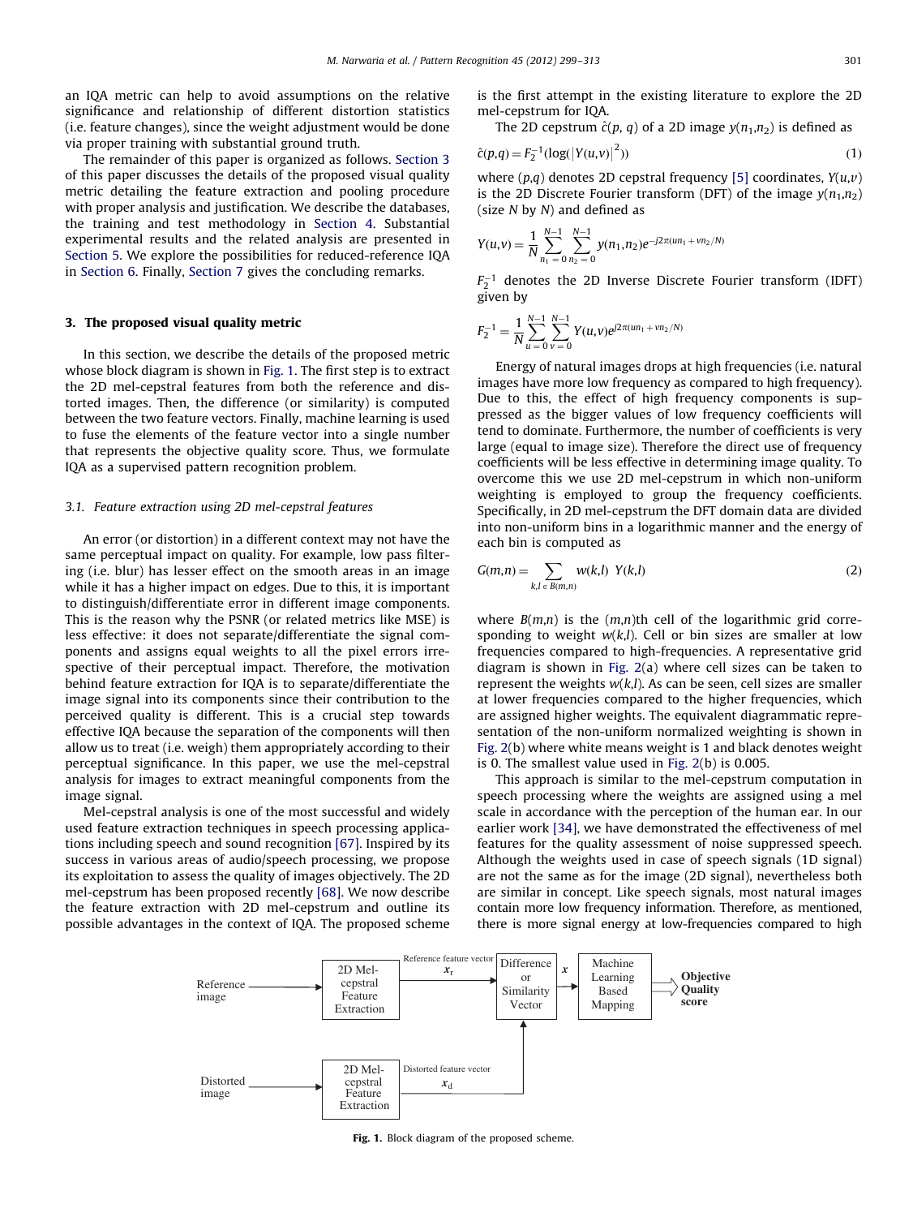an IQA metric can help to avoid assumptions on the relative significance and relationship of different distortion statistics (i.e. feature changes), since the weight adjustment would be done via proper training with substantial ground truth.

The remainder of this paper is organized as follows. Section 3 of this paper discusses the details of the proposed visual quality metric detailing the feature extraction and pooling procedure with proper analysis and justification. We describe the databases, the training and test methodology in Section 4. Substantial experimental results and the related analysis are presented in Section 5. We explore the possibilities for reduced-reference IQA in Section 6. Finally, Section 7 gives the concluding remarks.

## 3. The proposed visual quality metric

In this section, we describe the details of the proposed metric whose block diagram is shown in Fig. 1. The first step is to extract the 2D mel-cepstral features from both the reference and distorted images. Then, the difference (or similarity) is computed between the two feature vectors. Finally, machine learning is used to fuse the elements of the feature vector into a single number that represents the objective quality score. Thus, we formulate IQA as a supervised pattern recognition problem.

### 3.1. Feature extraction using 2D mel-cepstral features

An error (or distortion) in a different context may not have the same perceptual impact on quality. For example, low pass filtering (i.e. blur) has lesser effect on the smooth areas in an image while it has a higher impact on edges. Due to this, it is important to distinguish/differentiate error in different image components. This is the reason why the PSNR (or related metrics like MSE) is less effective: it does not separate/differentiate the signal components and assigns equal weights to all the pixel errors irrespective of their perceptual impact. Therefore, the motivation behind feature extraction for IQA is to separate/differentiate the image signal into its components since their contribution to the perceived quality is different. This is a crucial step towards effective IQA because the separation of the components will then allow us to treat (i.e. weigh) them appropriately according to their perceptual significance. In this paper, we use the mel-cepstral analysis for images to extract meaningful components from the image signal.

Mel-cepstral analysis is one of the most successful and widely used feature extraction techniques in speech processing applications including speech and sound recognition [67]. Inspired by its success in various areas of audio/speech processing, we propose its exploitation to assess the quality of images objectively. The 2D mel-cepstrum has been proposed recently [68]. We now describe the feature extraction with 2D mel-cepstrum and outline its possible advantages in the context of IQA. The proposed scheme is the first attempt in the existing literature to explore the 2D mel-cepstrum for IQA.

The 2D cepstrum $\hat{c}(p,q)$ of a 2D image $y(n_1,n_2)$ is defined as

$$\hat{c}(p,q) = F_2^{-1}(\log(|Y(u,v)|^2)) \tag{1}$$

where $(p,q)$ denotes 2D cepstral frequency [5] coordinates, $Y(u,v)$ is the 2D Discrete Fourier transform (DFT) of the image $y(n_1,n_2)$ (size $N$ by $N$) and defined as

$$Y(u,v) = \frac{1}{N}\sum_{n_1=0}^{N-1}\sum_{n_2=0}^{N-1} y(n_1,n_2)e^{-j2\pi(un_1+vn_2/N)}$$

$F_2^{-1}$ denotes the 2D Inverse Discrete Fourier transform (IDFT) given by

$$F_2^{-1} = \frac{1}{N}\sum_{u=0}^{N-1}\sum_{v=0}^{N-1} Y(u,v)e^{j2\pi(un_1+vn_2/N)}$$

Energy of natural images drops at high frequencies (i.e. natural images have more low frequency as compared to high frequency). Due to this, the effect of high frequency components is suppressed as the bigger values of low frequency coefficients will tend to dominate. Furthermore, the number of coefficients is very large (equal to image size). Therefore the direct use of frequency coefficients will be less effective in determining image quality. To overcome this we use 2D mel-cepstrum in which non-uniform weighting is employed to group the frequency coefficients. Specifically, in 2D mel-cepstrum the DFT domain data are divided into non-uniform bins in a logarithmic manner and the energy of each bin is computed as

$$G(m,n) = \sum_{k,l \in B(m,n)} w(k,l)\ Y(k,l) \tag{2}$$

where $B(m,n)$ is the $(m,n)$th cell of the logarithmic grid corresponding to weight $w(k,l)$. Cell or bin sizes are smaller at low frequencies compared to high-frequencies. A representative grid diagram is shown in Fig. 2(a) where cell sizes can be taken to represent the weights $w(k,l)$. As can be seen, cell sizes are smaller at lower frequencies compared to the higher frequencies, which are assigned higher weights. The equivalent diagrammatic representation of the non-uniform normalized weighting is shown in Fig. 2(b) where white means weight is 1 and black denotes weight is 0. The smallest value used in Fig. 2(b) is 0.005.

This approach is similar to the mel-cepstrum computation in speech processing where the weights are assigned using a mel scale in accordance with the perception of the human ear. In our earlier work [34], we have demonstrated the effectiveness of mel features for the quality assessment of noise suppressed speech. Although the weights used in case of speech signals (1D signal) are not the same as for the image (2D signal), nevertheless both are similar in concept. Like speech signals, most natural images contain more low frequency information. Therefore, as mentioned, there is more signal energy at low-frequencies compared to high

Reference image → 2D Mel-cepstral Feature Extraction → Reference feature vector $x_r$ → Difference or Similarity Vector → $x$ → Machine Learning Based Mapping → Objective Quality score

Distorted image → 2D Mel-cepstral Feature Extraction → Distorted feature vector $x_d$ → Difference or Similarity Vector

**Fig. 1.** Block diagram of the proposed scheme.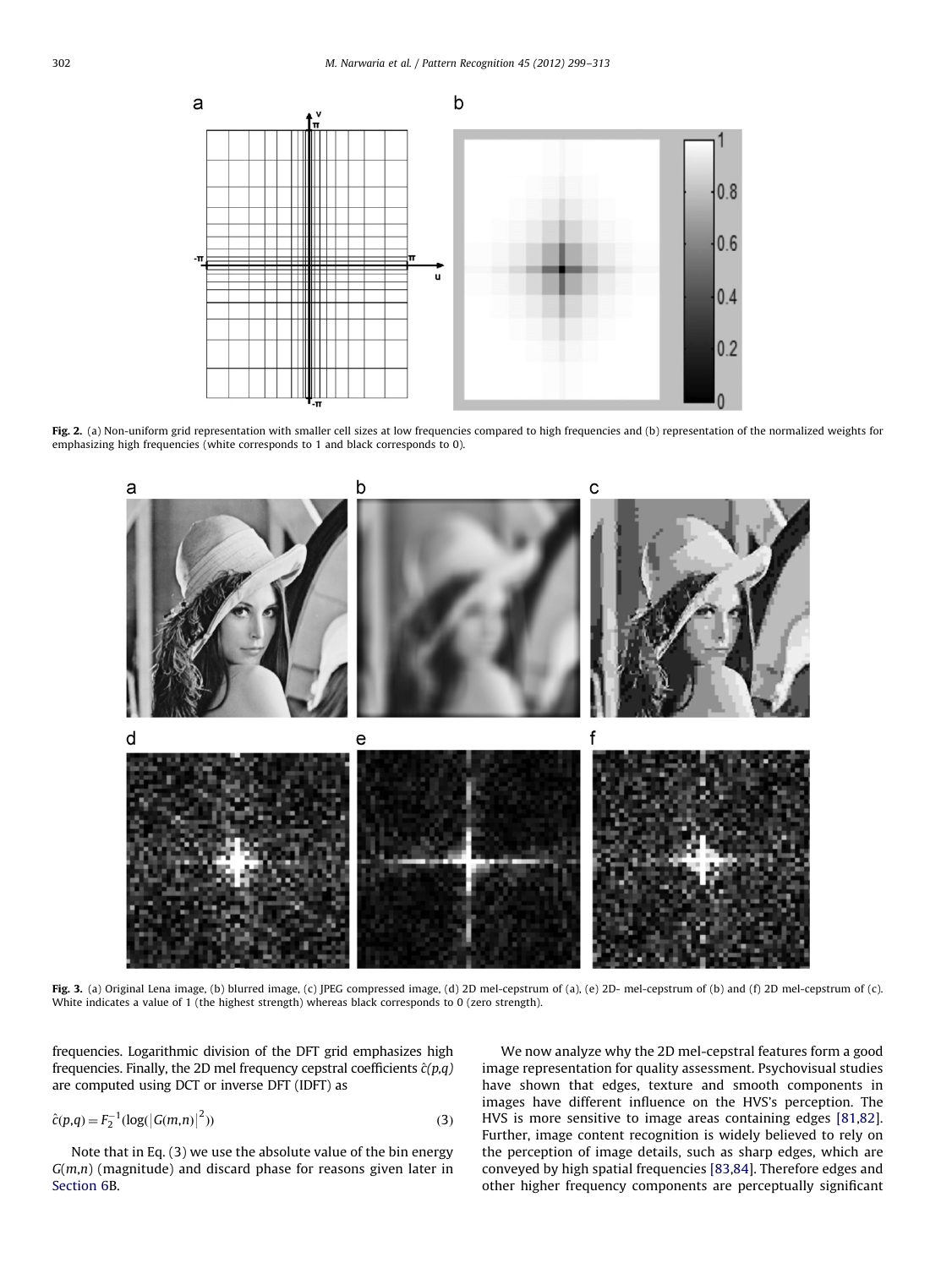Fig. 2. (a) Non-uniform grid representation with smaller cell sizes at low frequencies compared to high frequencies and (b) representation of the normalized weights for emphasizing high frequencies (white corresponds to 1 and black corresponds to 0).

Fig. 3. (a) Original Lena image, (b) blurred image, (c) JPEG compressed image, (d) 2D mel-cepstrum of (a), (e) 2D- mel-cepstrum of (b) and (f) 2D mel-cepstrum of (c). White indicates a value of 1 (the highest strength) whereas black corresponds to 0 (zero strength).

frequencies. Logarithmic division of the DFT grid emphasizes high frequencies. Finally, the 2D mel frequency cepstral coefficients $\hat{c}(p,q)$ are computed using DCT or inverse DFT (IDFT) as

$$\hat{c}(p,q) = F_2^{-1}(\log(|G(m,n)|^2)) \tag{3}$$

Note that in Eq. (3) we use the absolute value of the bin energy $G(m,n)$ (magnitude) and discard phase for reasons given later in Section 6B.

We now analyze why the 2D mel-cepstral features form a good image representation for quality assessment. Psychovisual studies have shown that edges, texture and smooth components in images have different influence on the HVS's perception. The HVS is more sensitive to image areas containing edges [81,82]. Further, image content recognition is widely believed to rely on the perception of image details, such as sharp edges, which are conveyed by high spatial frequencies [83,84]. Therefore edges and other higher frequency components are perceptually significant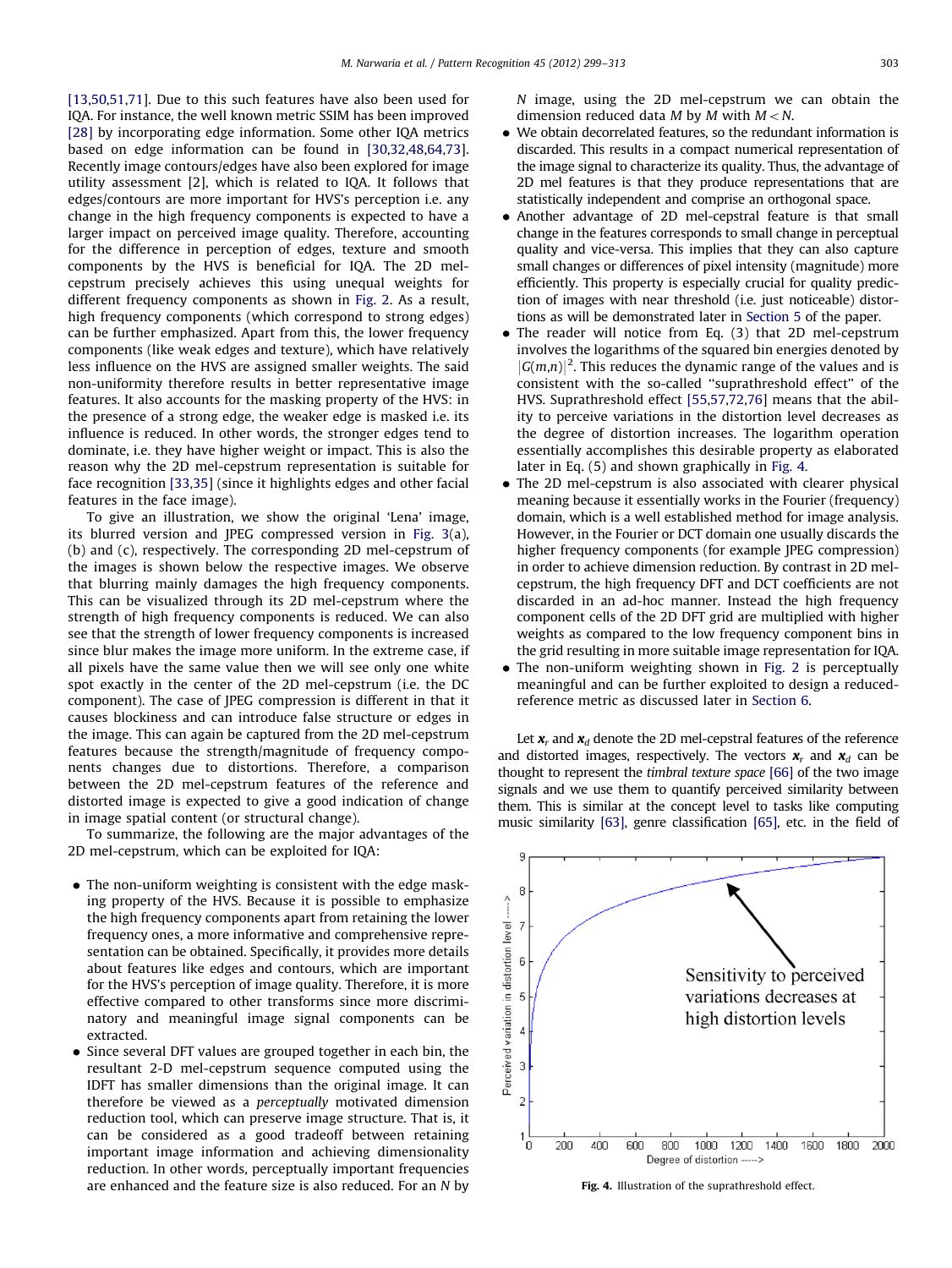[13,50,51,71]. Due to this such features have also been used for IQA. For instance, the well known metric SSIM has been improved [28] by incorporating edge information. Some other IQA metrics based on edge information can be found in [30,32,48,64,73]. Recently image contours/edges have also been explored for image utility assessment [2], which is related to IQA. It follows that edges/contours are more important for HVS's perception i.e. any change in the high frequency components is expected to have a larger impact on perceived image quality. Therefore, accounting for the difference in perception of edges, texture and smooth components by the HVS is beneficial for IQA. The 2D mel-cepstrum precisely achieves this using unequal weights for different frequency components as shown in Fig. 2. As a result, high frequency components (which correspond to strong edges) can be further emphasized. Apart from this, the lower frequency components (like weak edges and texture), which have relatively less influence on the HVS are assigned smaller weights. The said non-uniformity therefore results in better representative image features. It also accounts for the masking property of the HVS: in the presence of a strong edge, the weaker edge is masked i.e. its influence is reduced. In other words, the stronger edges tend to dominate, i.e. they have higher weight or impact. This is also the reason why the 2D mel-cepstrum representation is suitable for face recognition [33,35] (since it highlights edges and other facial features in the face image).

To give an illustration, we show the original 'Lena' image, its blurred version and JPEG compressed version in Fig. 3(a), (b) and (c), respectively. The corresponding 2D mel-cepstrum of the images is shown below the respective images. We observe that blurring mainly damages the high frequency components. This can be visualized through its 2D mel-cepstrum where the strength of high frequency components is reduced. We can also see that the strength of lower frequency components is increased since blur makes the image more uniform. In the extreme case, if all pixels have the same value then we will see only one white spot exactly in the center of the 2D mel-cepstrum (i.e. the DC component). The case of JPEG compression is different in that it causes blockiness and can introduce false structure or edges in the image. This can again be captured from the 2D mel-cepstrum features because the strength/magnitude of frequency components changes due to distortions. Therefore, a comparison between the 2D mel-cepstrum features of the reference and distorted image is expected to give a good indication of change in image spatial content (or structural change).

To summarize, the following are the major advantages of the 2D mel-cepstrum, which can be exploited for IQA:

- The non-uniform weighting is consistent with the edge masking property of the HVS. Because it is possible to emphasize the high frequency components apart from retaining the lower frequency ones, a more informative and comprehensive representation can be obtained. Specifically, it provides more details about features like edges and contours, which are important for the HVS's perception of image quality. Therefore, it is more effective compared to other transforms since more discriminatory and meaningful image signal components can be extracted.
- Since several DFT values are grouped together in each bin, the resultant 2-D mel-cepstrum sequence computed using the IDFT has smaller dimensions than the original image. It can therefore be viewed as a *perceptually* motivated dimension reduction tool, which can preserve image structure. That is, it can be considered as a good tradeoff between retaining important image information and achieving dimensionality reduction. In other words, perceptually important frequencies are enhanced and the feature size is also reduced. For an $N$ by $N$ image, using the 2D mel-cepstrum we can obtain the dimension reduced data $M$ by $M$ with $M < N$.
- We obtain decorrelated features, so the redundant information is discarded. This results in a compact numerical representation of the image signal to characterize its quality. Thus, the advantage of 2D mel features is that they produce representations that are statistically independent and comprise an orthogonal space.
- Another advantage of 2D mel-cepstral feature is that small change in the features corresponds to small change in perceptual quality and vice-versa. This implies that they can also capture small changes or differences of pixel intensity (magnitude) more efficiently. This property is especially crucial for quality prediction of images with near threshold (i.e. just noticeable) distortions as will be demonstrated later in Section 5 of the paper.
- The reader will notice from Eq. (3) that 2D mel-cepstrum involves the logarithms of the squared bin energies denoted by $|G(m,n)|^2$. This reduces the dynamic range of the values and is consistent with the so-called "suprathreshold effect" of the HVS. Suprathreshold effect [55,57,72,76] means that the ability to perceive variations in the distortion level decreases as the degree of distortion increases. The logarithm operation essentially accomplishes this desirable property as elaborated later in Eq. (5) and shown graphically in Fig. 4.
- The 2D mel-cepstrum is also associated with clearer physical meaning because it essentially works in the Fourier (frequency) domain, which is a well established method for image analysis. However, in the Fourier or DCT domain one usually discards the higher frequency components (for example JPEG compression) in order to achieve dimension reduction. By contrast in 2D mel-cepstrum, the high frequency DFT and DCT coefficients are not discarded in an ad-hoc manner. Instead the high frequency component cells of the 2D DFT grid are multiplied with higher weights as compared to the low frequency component bins in the grid resulting in more suitable image representation for IQA.
- The non-uniform weighting shown in Fig. 2 is perceptually meaningful and can be further exploited to design a reduced-reference metric as discussed later in Section 6.

Let $\mathbf{x}_r$ and $\mathbf{x}_d$ denote the 2D mel-cepstral features of the reference and distorted images, respectively. The vectors $\mathbf{x}_r$ and $\mathbf{x}_d$ can be thought to represent the *timbral texture space* [66] of the two image signals and we use them to quantify perceived similarity between them. This is similar at the concept level to tasks like computing music similarity [63], genre classification [65], etc. in the field of

**Fig. 4.** Illustration of the suprathreshold effect.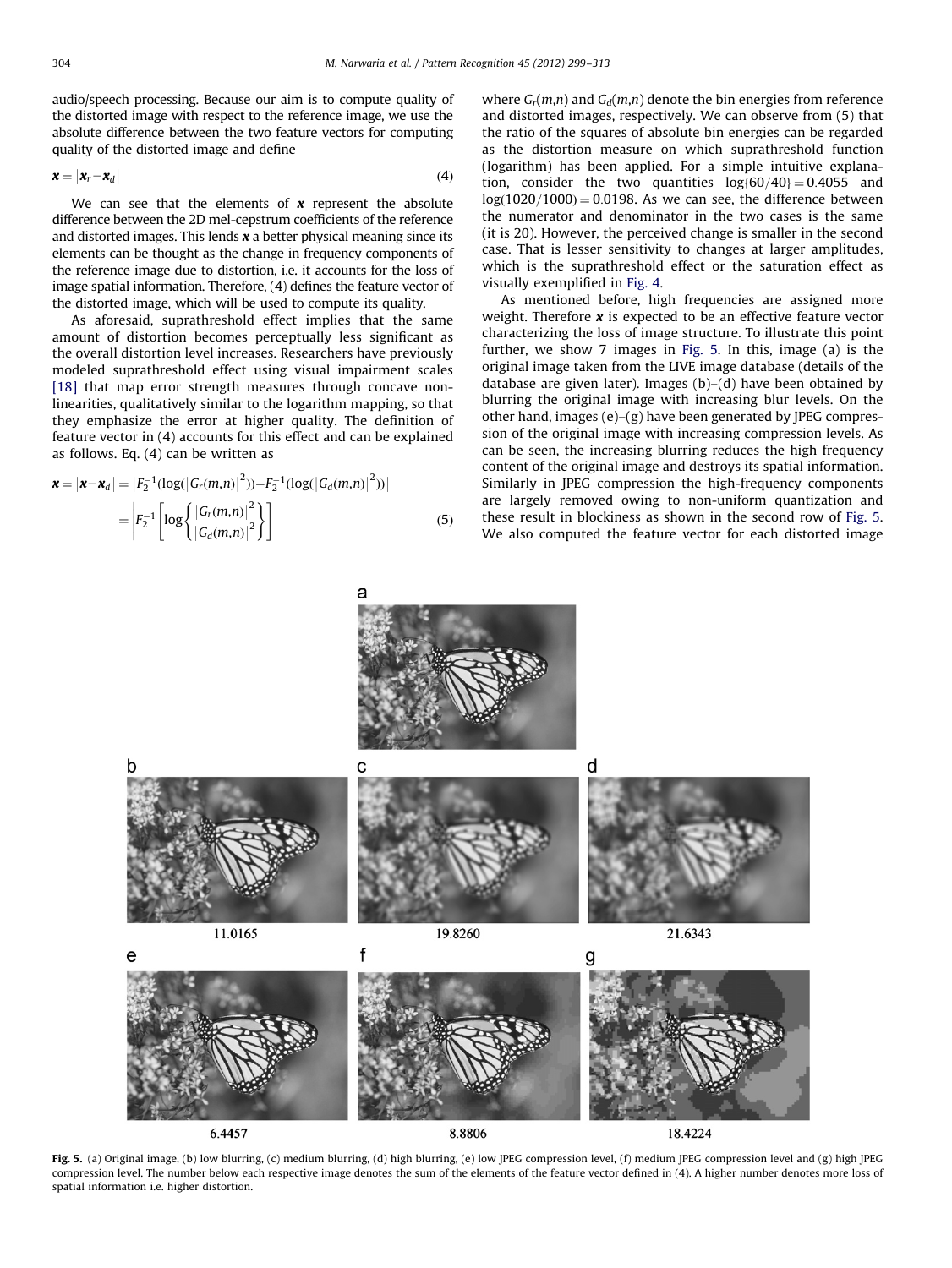audio/speech processing. Because our aim is to compute quality of the distorted image with respect to the reference image, we use the absolute difference between the two feature vectors for computing quality of the distorted image and define

$$\mathbf{x} = |\mathbf{x}_r - \mathbf{x}_d| \tag{4}$$

We can see that the elements of $\mathbf{x}$ represent the absolute difference between the 2D mel-cepstrum coefficients of the reference and distorted images. This lends $\mathbf{x}$ a better physical meaning since its elements can be thought as the change in frequency components of the reference image due to distortion, i.e. it accounts for the loss of image spatial information. Therefore, (4) defines the feature vector of the distorted image, which will be used to compute its quality.

As aforesaid, suprathreshold effect implies that the same amount of distortion becomes perceptually less significant as the overall distortion level increases. Researchers have previously modeled suprathreshold effect using visual impairment scales [18] that map error strength measures through concave non-linearities, qualitatively similar to the logarithm mapping, so that they emphasize the error at higher quality. The definition of feature vector in (4) accounts for this effect and can be explained as follows. Eq. (4) can be written as

$$\begin{aligned}\mathbf{x} = |\mathbf{x} - \mathbf{x}_d| &= |F_2^{-1}(\log(|G_r(m,n)|^2)) - F_2^{-1}(\log(|G_d(m,n)|^2))| \\ &= \left| F_2^{-1}\left[\log\left\{\frac{|G_r(m,n)|^2}{|G_d(m,n)|^2}\right\}\right]\right| \end{aligned} \tag{5}$$

where $G_r(m,n)$ and $G_d(m,n)$ denote the bin energies from reference and distorted images, respectively. We can observe from (5) that the ratio of the squares of absolute bin energies can be regarded as the distortion measure on which suprathreshold function (logarithm) has been applied. For a simple intuitive explanation, consider the two quantities $\log\{60/40\} = 0.4055$ and $\log(1020/1000) = 0.0198$. As we can see, the difference between the numerator and denominator in the two cases is the same (it is 20). However, the perceived change is smaller in the second case. That is lesser sensitivity to changes at larger amplitudes, which is the suprathreshold effect or the saturation effect as visually exemplified in Fig. 4.

As mentioned before, high frequencies are assigned more weight. Therefore $\mathbf{x}$ is expected to be an effective feature vector characterizing the loss of image structure. To illustrate this point further, we show 7 images in Fig. 5. In this, image (a) is the original image taken from the LIVE image database (details of the database are given later). Images (b)–(d) have been obtained by blurring the original image with increasing blur levels. On the other hand, images (e)–(g) have been generated by JPEG compression of the original image with increasing compression levels. As can be seen, the increasing blurring reduces the high frequency content of the original image and destroys its spatial information. Similarly in JPEG compression the high-frequency components are largely removed owing to non-uniform quantization and these result in blockiness as shown in the second row of Fig. 5. We also computed the feature vector for each distorted image

a

b 11.0165 c 19.8260 d 21.6343

e 6.4457 f 8.8806 g 18.4224

**Fig. 5.** (a) Original image, (b) low blurring, (c) medium blurring, (d) high blurring, (e) low JPEG compression level, (f) medium JPEG compression level and (g) high JPEG compression level. The number below each respective image denotes the sum of the elements of the feature vector defined in (4). A higher number denotes more loss of spatial information i.e. higher distortion.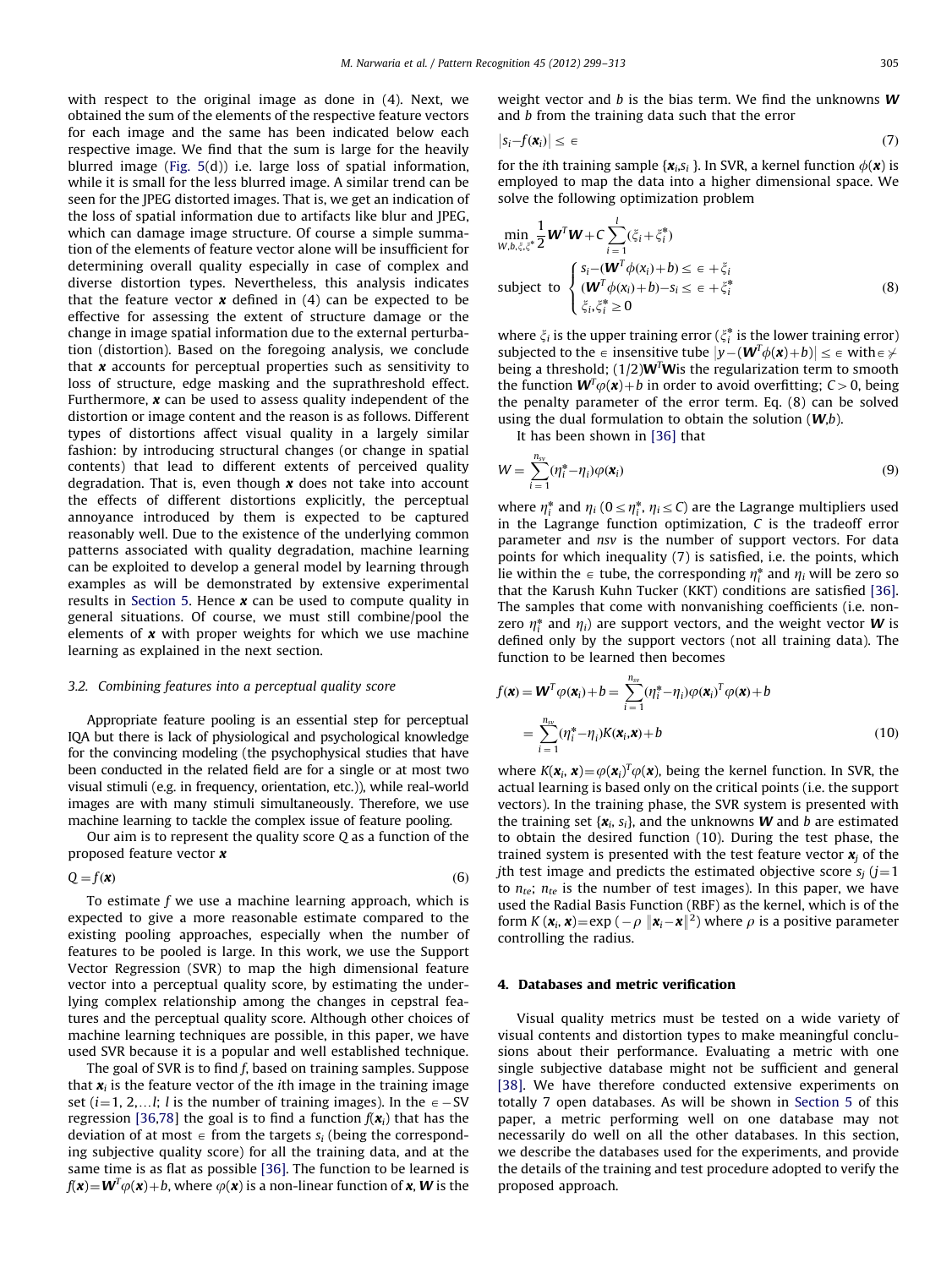with respect to the original image as done in (4). Next, we obtained the sum of the elements of the respective feature vectors for each image and the same has been indicated below each respective image. We find that the sum is large for the heavily blurred image (Fig. 5(d)) i.e. large loss of spatial information, while it is small for the less blurred image. A similar trend can be seen for the JPEG distorted images. That is, we get an indication of the loss of spatial information due to artifacts like blur and JPEG, which can damage image structure. Of course a simple summation of the elements of feature vector alone will be insufficient for determining overall quality especially in case of complex and diverse distortion types. Nevertheless, this analysis indicates that the feature vector $\boldsymbol{x}$ defined in (4) can be expected to be effective for assessing the extent of structure damage or the change in image spatial information due to the external perturbation (distortion). Based on the foregoing analysis, we conclude that $\boldsymbol{x}$ accounts for perceptual properties such as sensitivity to loss of structure, edge masking and the suprathreshold effect. Furthermore, $\boldsymbol{x}$ can be used to assess quality independent of the distortion or image content and the reason is as follows. Different types of distortions affect visual quality in a largely similar fashion: by introducing structural changes (or change in spatial contents) that lead to different extents of perceived quality degradation. That is, even though $\boldsymbol{x}$ does not take into account the effects of different distortions explicitly, the perceptual annoyance introduced by them is expected to be captured reasonably well. Due to the existence of the underlying common patterns associated with quality degradation, machine learning can be exploited to develop a general model by learning through examples as will be demonstrated by extensive experimental results in Section 5. Hence $\boldsymbol{x}$ can be used to compute quality in general situations. Of course, we must still combine/pool the elements of $\boldsymbol{x}$ with proper weights for which we use machine learning as explained in the next section.

### 3.2. Combining features into a perceptual quality score

Appropriate feature pooling is an essential step for perceptual IQA but there is lack of physiological and psychological knowledge for the convincing modeling (the psychophysical studies that have been conducted in the related field are for a single or at most two visual stimuli (e.g. in frequency, orientation, etc.)), while real-world images are with many stimuli simultaneously. Therefore, we use machine learning to tackle the complex issue of feature pooling.

Our aim is to represent the quality score $Q$ as a function of the proposed feature vector $\boldsymbol{x}$

$$Q = f(\boldsymbol{x}) \tag{6}$$

To estimate $f$ we use a machine learning approach, which is expected to give a more reasonable estimate compared to the existing pooling approaches, especially when the number of features to be pooled is large. In this work, we use the Support Vector Regression (SVR) to map the high dimensional feature vector into a perceptual quality score, by estimating the underlying complex relationship among the changes in cepstral features and the perceptual quality score. Although other choices of machine learning techniques are possible, in this paper, we have used SVR because it is a popular and well established technique.

The goal of SVR is to find $f$, based on training samples. Suppose that $\boldsymbol{x}_i$ is the feature vector of the $i$th image in the training image set ($i=1, 2,\ldots l$; $l$ is the number of training images). In the $\in -$SV regression [36,78] the goal is to find a function $f(\boldsymbol{x}_i)$ that has the deviation of at most $\in$ from the targets $s_i$ (being the corresponding subjective quality score) for all the training data, and at the same time is as flat as possible [36]. The function to be learned is $f(\boldsymbol{x}) = \boldsymbol{W}^T\varphi(\boldsymbol{x})+b$, where $\varphi(\boldsymbol{x})$ is a non-linear function of $\boldsymbol{x}$, $\boldsymbol{W}$ is the weight vector and $b$ is the bias term. We find the unknowns $\boldsymbol{W}$ and $b$ from the training data such that the error

$$|s_i - f(\boldsymbol{x}_i)| \le \in \tag{7}$$

for the $i$th training sample $\{\boldsymbol{x}_i, s_i\}$. In SVR, a kernel function $\phi(\boldsymbol{x})$ is employed to map the data into a higher dimensional space. We solve the following optimization problem

$$\min_{W,b,\xi,\xi^*} \frac{1}{2}\boldsymbol{W}^T\boldsymbol{W} + C\sum_{i=1}^{l}(\xi_i+\xi_i^*)$$
$$\text{subject to } \begin{cases} s_i - (\boldsymbol{W}^T\phi(x_i)+b) \le \in + \xi_i \\ (\boldsymbol{W}^T\phi(x_i)+b) - s_i \le \in + \xi_i^* \\ \xi_i, \xi_i^* \ge 0 \end{cases} \tag{8}$$

where $\xi_i$ is the upper training error ($\xi_i^*$ is the lower training error) subjected to the $\in$ insensitive tube $|y - (\boldsymbol{W}^T\phi(\boldsymbol{x})+b)| \le \in$ with $\in \not>$ being a threshold; $(1/2)\mathbf{W}^T\mathbf{W}$ is the regularization term to smooth the function $\boldsymbol{W}^T\varphi(\boldsymbol{x})+b$ in order to avoid overfitting; $C>0$, being the penalty parameter of the error term. Eq. (8) can be solved using the dual formulation to obtain the solution $(\boldsymbol{W},b)$.

It has been shown in [36] that

$$W = \sum_{i=1}^{n_{sv}} (\eta_i^* - \eta_i)\varphi(\boldsymbol{x}_i) \tag{9}$$

where $\eta_i^*$ and $\eta_i$ ($0 \le \eta_i^*, \eta_i \le C$) are the Lagrange multipliers used in the Lagrange function optimization, $C$ is the tradeoff error parameter and $nsv$ is the number of support vectors. For data points for which inequality (7) is satisfied, i.e. the points, which lie within the $\in$ tube, the corresponding $\eta_i^*$ and $\eta_i$ will be zero so that the Karush Kuhn Tucker (KKT) conditions are satisfied [36]. The samples that come with nonvanishing coefficients (i.e. non-zero $\eta_i^*$ and $\eta_i$) are support vectors, and the weight vector $\boldsymbol{W}$ is defined only by the support vectors (not all training data). The function to be learned then becomes

$$f(\boldsymbol{x}) = \boldsymbol{W}^T\varphi(\boldsymbol{x}_i)+b = \sum_{i=1}^{n_{sv}}(\eta_i^*-\eta_i)\varphi(\boldsymbol{x}_i)^T\varphi(\boldsymbol{x})+b$$
$$= \sum_{i=1}^{n_{sv}}(\eta_i^*-\eta_i)K(\boldsymbol{x}_i,\boldsymbol{x})+b \tag{10}$$

where $K(\boldsymbol{x}_i, \boldsymbol{x}) = \varphi(\boldsymbol{x}_i)^T\varphi(\boldsymbol{x})$, being the kernel function. In SVR, the actual learning is based only on the critical points (i.e. the support vectors). In the training phase, the SVR system is presented with the training set $\{\boldsymbol{x}_i, s_i\}$, and the unknowns $\boldsymbol{W}$ and $b$ are estimated to obtain the desired function (10). During the test phase, the trained system is presented with the test feature vector $\boldsymbol{x}_j$ of the $j$th test image and predicts the estimated objective score $s_j$ ($j=1$ to $n_{te}$; $n_{te}$ is the number of test images). In this paper, we have used the Radial Basis Function (RBF) as the kernel, which is of the form $K(\boldsymbol{x}_i, \boldsymbol{x}) = \exp(-\rho\,\|\boldsymbol{x}_i - \boldsymbol{x}\|^2)$ where $\rho$ is a positive parameter controlling the radius.

## 4. Databases and metric verification

Visual quality metrics must be tested on a wide variety of visual contents and distortion types to make meaningful conclusions about their performance. Evaluating a metric with one single subjective database might not be sufficient and general [38]. We have therefore conducted extensive experiments on totally 7 open databases. As will be shown in Section 5 of this paper, a metric performing well on one database may not necessarily do well on all the other databases. In this section, we describe the databases used for the experiments, and provide the details of the training and test procedure adopted to verify the proposed approach.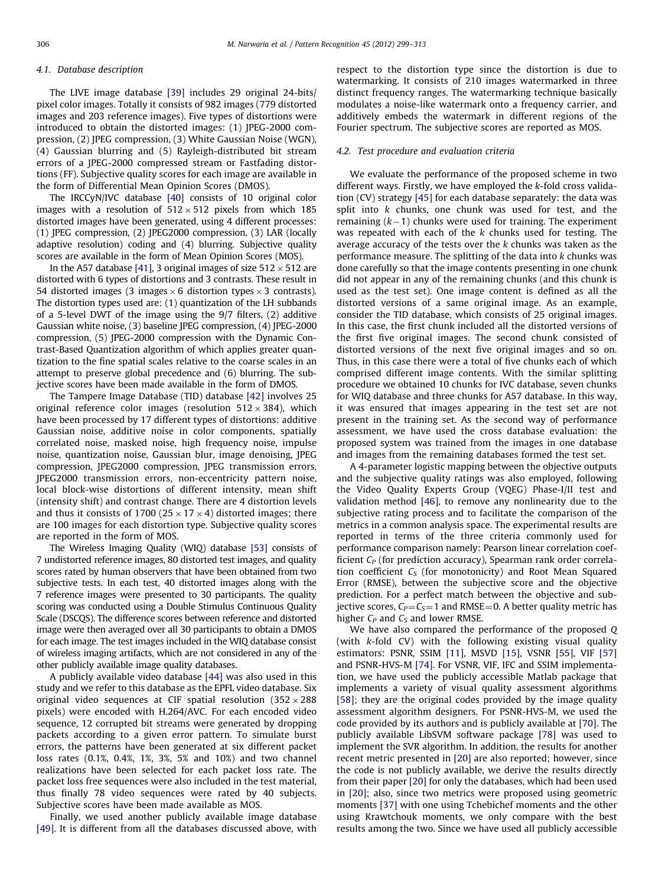### 4.1. Database description

The LIVE image database [39] includes 29 original 24-bits/pixel color images. Totally it consists of 982 images (779 distorted images and 203 reference images). Five types of distortions were introduced to obtain the distorted images: (1) JPEG-2000 compression, (2) JPEG compression, (3) White Gaussian Noise (WGN), (4) Gaussian blurring and (5) Rayleigh-distributed bit stream errors of a JPEG-2000 compressed stream or Fastfading distortions (FF). Subjective quality scores for each image are available in the form of Differential Mean Opinion Scores (DMOS).

The IRCCyN/IVC database [40] consists of 10 original color images with a resolution of $512 \times 512$ pixels from which 185 distorted images have been generated, using 4 different processes: (1) JPEG compression, (2) JPEG2000 compression, (3) LAR (locally adaptive resolution) coding and (4) blurring. Subjective quality scores are available in the form of Mean Opinion Scores (MOS).

In the A57 database [41], 3 original images of size $512 \times 512$ are distorted with 6 types of distortions and 3 contrasts. These result in 54 distorted images (3 images $\times$ 6 distortion types $\times$ 3 contrasts). The distortion types used are: (1) quantization of the LH subbands of a 5-level DWT of the image using the 9/7 filters, (2) additive Gaussian white noise, (3) baseline JPEG compression, (4) JPEG-2000 compression, (5) JPEG-2000 compression with the Dynamic Contrast-Based Quantization algorithm of which applies greater quantization to the fine spatial scales relative to the coarse scales in an attempt to preserve global precedence and (6) blurring. The subjective scores have been made available in the form of DMOS.

The Tampere Image Database (TID) database [42] involves 25 original reference color images (resolution $512 \times 384$), which have been processed by 17 different types of distortions: additive Gaussian noise, additive noise in color components, spatially correlated noise, masked noise, high frequency noise, impulse noise, quantization noise, Gaussian blur, image denoising, JPEG compression, JPEG2000 compression, JPEG transmission errors, JPEG2000 transmission errors, non-eccentricity pattern noise, local block-wise distortions of different intensity, mean shift (intensity shift) and contrast change. There are 4 distortion levels and thus it consists of 1700 ($25 \times 17 \times 4$) distorted images; there are 100 images for each distortion type. Subjective quality scores are reported in the form of MOS.

The Wireless Imaging Quality (WIQ) database [53] consists of 7 undistorted reference images, 80 distorted test images, and quality scores rated by human observers that have been obtained from two subjective tests. In each test, 40 distorted images along with the 7 reference images were presented to 30 participants. The quality scoring was conducted using a Double Stimulus Continuous Quality Scale (DSCQS). The difference scores between reference and distorted image were then averaged over all 30 participants to obtain a DMOS for each image. The test images included in the WIQ database consist of wireless imaging artifacts, which are not considered in any of the other publicly available image quality databases.

A publicly available video database [44] was also used in this study and we refer to this database as the EPFL video database. Six original video sequences at CIF spatial resolution ($352 \times 288$ pixels) were encoded with H.264/AVC. For each encoded video sequence, 12 corrupted bit streams were generated by dropping packets according to a given error pattern. To simulate burst errors, the patterns have been generated at six different packet loss rates (0.1%, 0.4%, 1%, 3%, 5% and 10%) and two channel realizations have been selected for each packet loss rate. The packet loss free sequences were also included in the test material, thus finally 78 video sequences were rated by 40 subjects. Subjective scores have been made available as MOS.

Finally, we used another publicly available image database [49]. It is different from all the databases discussed above, with respect to the distortion type since the distortion is due to watermarking. It consists of 210 images watermarked in three distinct frequency ranges. The watermarking technique basically modulates a noise-like watermark onto a frequency carrier, and additively embeds the watermark in different regions of the Fourier spectrum. The subjective scores are reported as MOS.

### 4.2. Test procedure and evaluation criteria

We evaluate the performance of the proposed scheme in two different ways. Firstly, we have employed the $k$-fold cross validation (CV) strategy [45] for each database separately: the data was split into $k$ chunks, one chunk was used for test, and the remaining $(k-1)$ chunks were used for training. The experiment was repeated with each of the $k$ chunks used for testing. The average accuracy of the tests over the $k$ chunks was taken as the performance measure. The splitting of the data into $k$ chunks was done carefully so that the image contents presenting in one chunk did not appear in any of the remaining chunks (and this chunk is used as the test set). One image content is defined as all the distorted versions of a same original image. As an example, consider the TID database, which consists of 25 original images. In this case, the first chunk included all the distorted versions of the first five original images. The second chunk consisted of distorted versions of the next five original images and so on. Thus, in this case there were a total of five chunks each of which comprised different image contents. With the similar splitting procedure we obtained 10 chunks for IVC database, seven chunks for WIQ database and three chunks for A57 database. In this way, it was ensured that images appearing in the test set are not present in the training set. As the second way of performance assessment, we have used the cross database evaluation: the proposed system was trained from the images in one database and images from the remaining databases formed the test set.

A 4-parameter logistic mapping between the objective outputs and the subjective quality ratings was also employed, following the Video Quality Experts Group (VQEG) Phase-I/II test and validation method [46], to remove any nonlinearity due to the subjective rating process and to facilitate the comparison of the metrics in a common analysis space. The experimental results are reported in terms of the three criteria commonly used for performance comparison namely: Pearson linear correlation coefficient $C_P$ (for prediction accuracy), Spearman rank order correlation coefficient $C_S$ (for monotonicity) and Root Mean Squared Error (RMSE), between the subjective score and the objective prediction. For a perfect match between the objective and subjective scores, $C_P = C_S = 1$ and RMSE $= 0$. A better quality metric has higher $C_P$ and $C_S$ and lower RMSE.

We have also compared the performance of the proposed $Q$ (with $k$-fold CV) with the following existing visual quality estimators: PSNR, SSIM [11], MSVD [15], VSNR [55], VIF [57] and PSNR-HVS-M [74]. For VSNR, VIF, IFC and SSIM implementation, we have used the publicly accessible Matlab package that implements a variety of visual quality assessment algorithms [58]; they are the original codes provided by the image quality assessment algorithm designers. For PSNR-HVS-M, we used the code provided by its authors and is publicly available at [70]. The publicly available LibSVM software package [78] was used to implement the SVR algorithm. In addition, the results for another recent metric presented in [20] are also reported; however, since the code is not publicly available, we derive the results directly from their paper [20] for only the databases, which had been used in [20]; also, since two metrics were proposed using geometric moments [37] with one using Tchebichef moments and the other using Krawtchouk moments, we only compare with the best results among the two. Since we have used all publicly accessible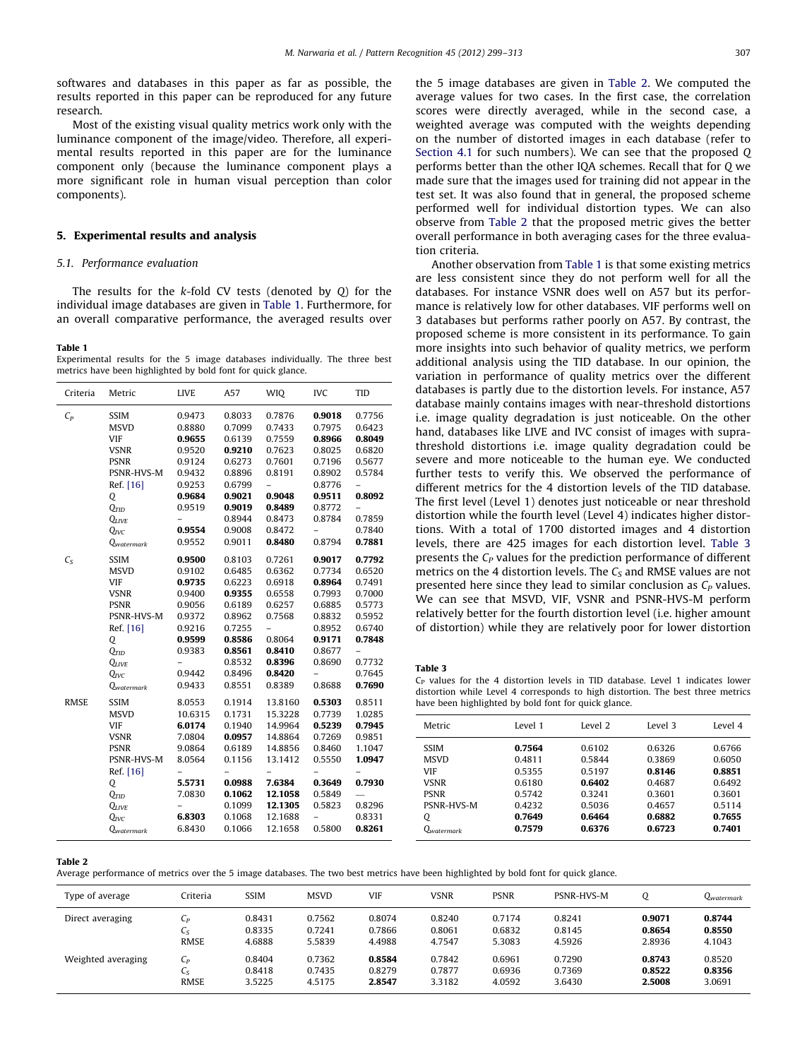softwares and databases in this paper as far as possible, the results reported in this paper can be reproduced for any future research.

Most of the existing visual quality metrics work only with the luminance component of the image/video. Therefore, all experimental results reported in this paper are for the luminance component only (because the luminance component plays a more significant role in human visual perception than color components).

## 5. Experimental results and analysis

### 5.1. Performance evaluation

The results for the k-fold CV tests (denoted by $Q$) for the individual image databases are given in Table 1. Furthermore, for an overall comparative performance, the averaged results over the 5 image databases are given in Table 2. We computed the average values for two cases. In the first case, the correlation scores were directly averaged, while in the second case, a weighted average was computed with the weights depending on the number of distorted images in each database (refer to Section 4.1 for such numbers). We can see that the proposed $Q$ performs better than the other IQA schemes. Recall that for $Q$ we made sure that the images used for training did not appear in the test set. It was also found that in general, the proposed scheme performed well for individual distortion types. We can also observe from Table 2 that the proposed metric gives the better overall performance in both averaging cases for the three evaluation criteria.

**Table 1**
Experimental results for the 5 image databases individually. The three best metrics have been highlighted by bold font for quick glance.

| Criteria | Metric | LIVE | A57 | WIQ | IVC | TID |
|---|---|---|---|---|---|---|
| $C_P$ | SSIM | 0.9473 | 0.8033 | 0.7876 | **0.9018** | 0.7756 |
| | MSVD | 0.8880 | 0.7099 | 0.7433 | 0.7975 | 0.6423 |
| | VIF | **0.9655** | 0.6139 | 0.7559 | **0.8966** | **0.8049** |
| | VSNR | 0.9520 | **0.9210** | 0.7623 | 0.8025 | 0.6820 |
| | PSNR | 0.9124 | 0.6273 | 0.7601 | 0.7196 | 0.5677 |
| | PSNR-HVS-M | 0.9432 | 0.8896 | 0.8191 | 0.8902 | 0.5784 |
| | Ref. [16] | 0.9253 | 0.6799 | – | 0.8776 | – |
| | $Q$ | **0.9684** | **0.9021** | **0.9048** | **0.9511** | **0.8092** |
| | $Q_{TID}$ | 0.9519 | **0.9019** | **0.8489** | 0.8772 | – |
| | $Q_{LIVE}$ | – | 0.8944 | 0.8473 | 0.8784 | 0.7859 |
| | $Q_{IVC}$ | **0.9554** | 0.9008 | 0.8472 | – | 0.7840 |
| | $Q_{watermark}$ | 0.9552 | 0.9011 | **0.8480** | 0.8794 | **0.7881** |
| $C_S$ | SSIM | **0.9500** | 0.8103 | 0.7261 | **0.9017** | **0.7792** |
| | MSVD | 0.9102 | 0.6485 | 0.6362 | 0.7734 | 0.6520 |
| | VIF | **0.9735** | 0.6223 | 0.6918 | **0.8964** | 0.7491 |
| | VSNR | 0.9400 | **0.9355** | 0.6558 | 0.7993 | 0.7000 |
| | PSNR | 0.9056 | 0.6189 | 0.6257 | 0.6885 | 0.5773 |
| | PSNR-HVS-M | 0.9372 | 0.8962 | 0.7568 | 0.8832 | 0.5952 |
| | Ref. [16] | 0.9216 | 0.7255 | – | 0.8952 | 0.6740 |
| | $Q$ | **0.9599** | **0.8586** | 0.8064 | **0.9171** | **0.7848** |
| | $Q_{TID}$ | 0.9383 | **0.8561** | **0.8410** | 0.8677 | – |
| | $Q_{LIVE}$ | – | 0.8532 | **0.8396** | 0.8690 | 0.7732 |
| | $Q_{IVC}$ | 0.9442 | 0.8496 | **0.8420** | – | 0.7645 |
| | $Q_{watermark}$ | 0.9433 | 0.8551 | 0.8389 | 0.8688 | **0.7690** |
| RMSE | SSIM | 8.0553 | 0.1914 | 13.8160 | **0.5303** | 0.8511 |
| | MSVD | 10.6315 | 0.1731 | 15.3228 | 0.7739 | 1.0285 |
| | VIF | **6.0174** | 0.1940 | 14.9964 | **0.5239** | **0.7945** |
| | VSNR | 7.0804 | **0.0957** | 14.8864 | 0.7269 | 0.9851 |
| | PSNR | 9.0864 | 0.6189 | 14.8856 | 0.8460 | 1.1047 |
| | PSNR-HVS-M | 8.0564 | 0.1156 | 13.1412 | 0.5550 | **1.0947** |
| | Ref. [16] | – | – | – | – | – |
| | $Q$ | **5.5731** | **0.0988** | **7.6384** | **0.3649** | **0.7930** |
| | $Q_{TID}$ | 7.0830 | **0.1062** | **12.1058** | 0.5849 | — |
| | $Q_{LIVE}$ | – | 0.1099 | **12.1305** | 0.5823 | 0.8296 |
| | $Q_{IVC}$ | **6.8303** | 0.1068 | 12.1688 | – | 0.8331 |
| | $Q_{watermark}$ | 6.8430 | 0.1066 | 12.1658 | 0.5800 | **0.8261** |

Another observation from Table 1 is that some existing metrics are less consistent since they do not perform well for all the databases. For instance VSNR does well on A57 but its performance is relatively low for other databases. VIF performs well on 3 databases but performs rather poorly on A57. By contrast, the proposed scheme is more consistent in its performance. To gain more insights into such behavior of quality metrics, we perform additional analysis using the TID database. In our opinion, the variation in performance of quality metrics over the different databases is partly due to the distortion levels. For instance, A57 database mainly contains images with near-threshold distortions i.e. image quality degradation is just noticeable. On the other hand, databases like LIVE and IVC consist of images with supra-threshold distortions i.e. image quality degradation could be severe and more noticeable to the human eye. We conducted further tests to verify this. We observed the performance of different metrics for the 4 distortion levels of the TID database. The first level (Level 1) denotes just noticeable or near threshold distortion while the fourth level (Level 4) indicates higher distortions. With a total of 1700 distorted images and 4 distortion levels, there are 425 images for each distortion level. Table 3 presents the $C_P$ values for the prediction performance of different metrics on the 4 distortion levels. The $C_S$ and RMSE values are not presented here since they lead to similar conclusion as $C_P$ values. We can see that MSVD, VIF, VSNR and PSNR-HVS-M perform relatively better for the fourth distortion level (i.e. higher amount of distortion) while they are relatively poor for lower distortion

**Table 3**
$C_P$ values for the 4 distortion levels in TID database. Level 1 indicates lower distortion while Level 4 corresponds to high distortion. The best three metrics have been highlighted by bold font for quick glance.

| Metric | Level 1 | Level 2 | Level 3 | Level 4 |
|---|---|---|---|---|
| SSIM | **0.7564** | 0.6102 | 0.6326 | 0.6766 |
| MSVD | 0.4811 | 0.5844 | 0.3869 | 0.6050 |
| VIF | 0.5355 | 0.5197 | **0.8146** | **0.8851** |
| VSNR | 0.6180 | **0.6402** | 0.4687 | 0.6492 |
| PSNR | 0.5742 | 0.3241 | 0.3601 | 0.3601 |
| PSNR-HVS-M | 0.4232 | 0.5036 | 0.4657 | 0.5114 |
| $Q$ | **0.7649** | **0.6464** | **0.6882** | **0.7655** |
| $Q_{watermark}$ | **0.7579** | **0.6376** | **0.6723** | **0.7401** |

**Table 2**
Average performance of metrics over the 5 image databases. The two best metrics have been highlighted by bold font for quick glance.

| Type of average | Criteria | SSIM | MSVD | VIF | VSNR | PSNR | PSNR-HVS-M | $Q$ | $Q_{watermark}$ |
|---|---|---|---|---|---|---|---|---|---|
| Direct averaging | $C_P$ | 0.8431 | 0.7562 | 0.8074 | 0.8240 | 0.7174 | 0.8241 | **0.9071** | **0.8744** |
| | $C_S$ | 0.8335 | 0.7241 | 0.7866 | 0.8061 | 0.6832 | 0.8145 | **0.8654** | **0.8550** |
| | RMSE | 4.6888 | 5.5839 | 4.4988 | 4.7547 | 5.3083 | 4.5926 | **2.8936** | **4.1043** |
| Weighted averaging | $C_P$ | 0.8404 | 0.7362 | **0.8584** | 0.7842 | 0.6961 | 0.7290 | **0.8743** | 0.8520 |
| | $C_S$ | 0.8418 | 0.7435 | 0.8279 | 0.7877 | 0.6936 | 0.7369 | **0.8522** | **0.8356** |
| | RMSE | 3.5225 | 4.5175 | **2.8547** | 3.3182 | 4.0592 | 3.6430 | **2.5008** | 3.0691 |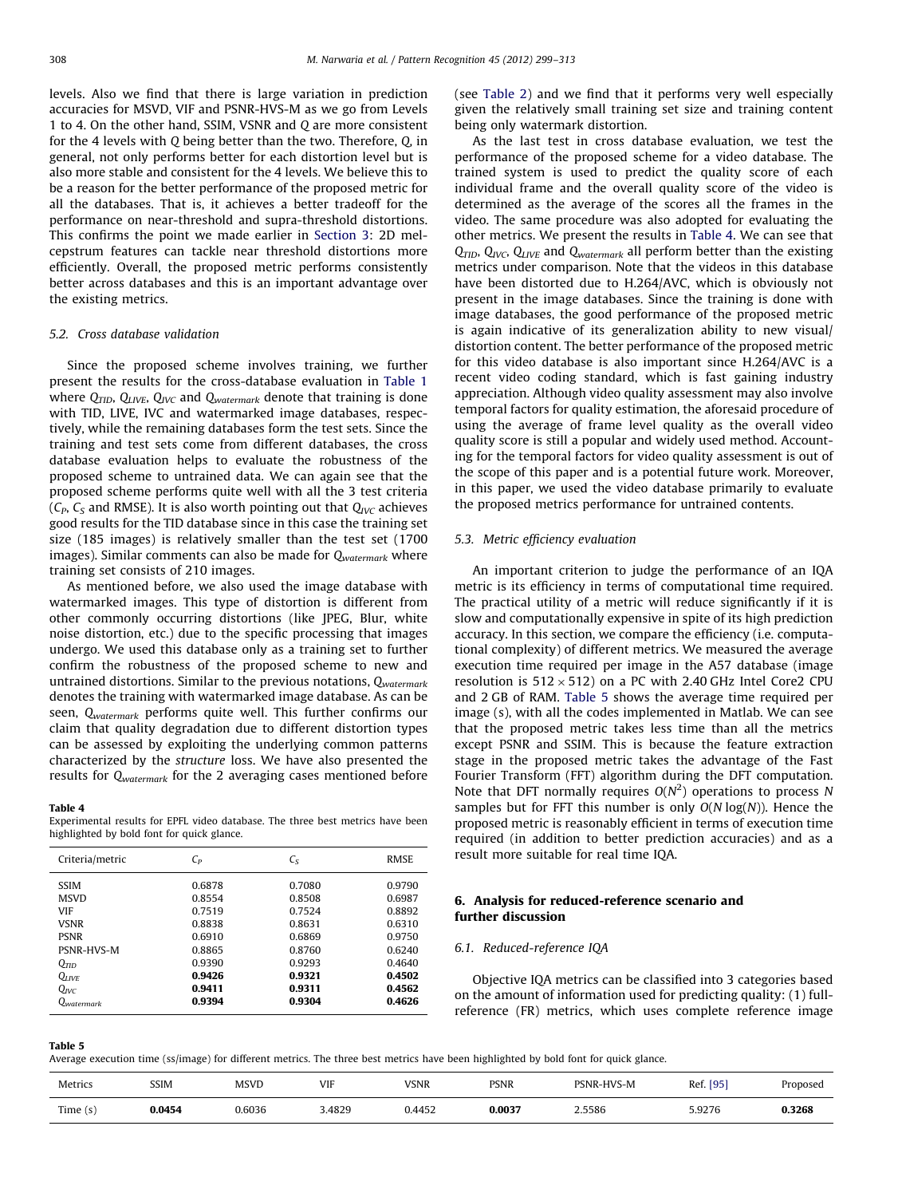levels. Also we find that there is large variation in prediction accuracies for MSVD, VIF and PSNR-HVS-M as we go from Levels 1 to 4. On the other hand, SSIM, VSNR and $Q$ are more consistent for the 4 levels with $Q$ being better than the two. Therefore, $Q$, in general, not only performs better for each distortion level but is also more stable and consistent for the 4 levels. We believe this to be a reason for the better performance of the proposed metric for all the databases. That is, it achieves a better tradeoff for the performance on near-threshold and supra-threshold distortions. This confirms the point we made earlier in Section 3: 2D mel-cepstrum features can tackle near threshold distortions more efficiently. Overall, the proposed metric performs consistently better across databases and this is an important advantage over the existing metrics.

### 5.2. Cross database validation

Since the proposed scheme involves training, we further present the results for the cross-database evaluation in Table 1 where $Q_{TID}$, $Q_{LIVE}$, $Q_{IVC}$ and $Q_{watermark}$ denote that training is done with TID, LIVE, IVC and watermarked image databases, respectively, while the remaining databases form the test sets. Since the training and test sets come from different databases, the cross database evaluation helps to evaluate the robustness of the proposed scheme to untrained data. We can again see that the proposed scheme performs quite well with all the 3 test criteria ($C_P$, $C_S$ and RMSE). It is also worth pointing out that $Q_{IVC}$ achieves good results for the TID database since in this case the training set size (185 images) is relatively smaller than the test set (1700 images). Similar comments can also be made for $Q_{watermark}$ where training set consists of 210 images.

As mentioned before, we also used the image database with watermarked images. This type of distortion is different from other commonly occurring distortions (like JPEG, Blur, white noise distortion, etc.) due to the specific processing that images undergo. We used this database only as a training set to further confirm the robustness of the proposed scheme to new and untrained distortions. Similar to the previous notations, $Q_{watermark}$ denotes the training with watermarked image database. As can be seen, $Q_{watermark}$ performs quite well. This further confirms our claim that quality degradation due to different distortion types can be assessed by exploiting the underlying common patterns characterized by the *structure* loss. We have also presented the results for $Q_{watermark}$ for the 2 averaging cases mentioned before (see Table 2) and we find that it performs very well especially given the relatively small training set size and training content being only watermark distortion.

**Table 4**
Experimental results for EPFL video database. The three best metrics have been highlighted by bold font for quick glance.

| Criteria/metric | $C_P$ | $C_S$ | RMSE |
|---|---|---|---|
| SSIM | 0.6878 | 0.7080 | 0.9790 |
| MSVD | 0.8554 | 0.8508 | 0.6987 |
| VIF | 0.7519 | 0.7524 | 0.8892 |
| VSNR | 0.8838 | 0.8631 | 0.6310 |
| PSNR | 0.6910 | 0.6869 | 0.9750 |
| PSNR-HVS-M | 0.8865 | 0.8760 | 0.6240 |
| $Q_{TID}$ | 0.9390 | 0.9293 | 0.4640 |
| $Q_{LIVE}$ | **0.9426** | **0.9321** | **0.4502** |
| $Q_{IVC}$ | **0.9411** | **0.9311** | **0.4562** |
| $Q_{watermark}$ | **0.9394** | **0.9304** | **0.4626** |

As the last test in cross database evaluation, we test the performance of the proposed scheme for a video database. The trained system is used to predict the quality score of each individual frame and the overall quality score of the video is determined as the average of the scores all the frames in the video. The same procedure was also adopted for evaluating the other metrics. We present the results in Table 4. We can see that $Q_{TID}$, $Q_{IVC}$, $Q_{LIVE}$ and $Q_{watermark}$ all perform better than the existing metrics under comparison. Note that the videos in this database have been distorted due to H.264/AVC, which is obviously not present in the image databases. Since the training is done with image databases, the good performance of the proposed metric is again indicative of its generalization ability to new visual/distortion content. The better performance of the proposed metric for this video database is also important since H.264/AVC is a recent video coding standard, which is fast gaining industry appreciation. Although video quality assessment may also involve temporal factors for quality estimation, the aforesaid procedure of using the average of frame level quality as the overall video quality score is still a popular and widely used method. Accounting for the temporal factors for video quality assessment is out of the scope of this paper and is a potential future work. Moreover, in this paper, we used the video database primarily to evaluate the proposed metrics performance for untrained contents.

### 5.3. Metric efficiency evaluation

An important criterion to judge the performance of an IQA metric is its efficiency in terms of computational time required. The practical utility of a metric will reduce significantly if it is slow and computationally expensive in spite of its high prediction accuracy. In this section, we compare the efficiency (i.e. computational complexity) of different metrics. We measured the average execution time required per image in the A57 database (image resolution is $512 \times 512$) on a PC with 2.40 GHz Intel Core2 CPU and 2 GB of RAM. Table 5 shows the average time required per image (s), with all the codes implemented in Matlab. We can see that the proposed metric takes less time than all the metrics except PSNR and SSIM. This is because the feature extraction stage in the proposed metric takes the advantage of the Fast Fourier Transform (FFT) algorithm during the DFT computation. Note that DFT normally requires $O(N^2)$ operations to process $N$ samples but for FFT this number is only $O(N\log(N))$. Hence the proposed metric is reasonably efficient in terms of execution time required (in addition to better prediction accuracies) and as a result more suitable for real time IQA.

## 6. Analysis for reduced-reference scenario and further discussion

### 6.1. Reduced-reference IQA

Objective IQA metrics can be classified into 3 categories based on the amount of information used for predicting quality: (1) full-reference (FR) metrics, which uses complete reference image

**Table 5**
Average execution time (ss/image) for different metrics. The three best metrics have been highlighted by bold font for quick glance.

| Metrics | SSIM | MSVD | VIF | VSNR | PSNR | PSNR-HVS-M | Ref. [95] | Proposed |
|---|---|---|---|---|---|---|---|---|
| Time (s) | **0.0454** | 0.6036 | 3.4829 | 0.4452 | **0.0037** | 2.5586 | 5.9276 | **0.3268** |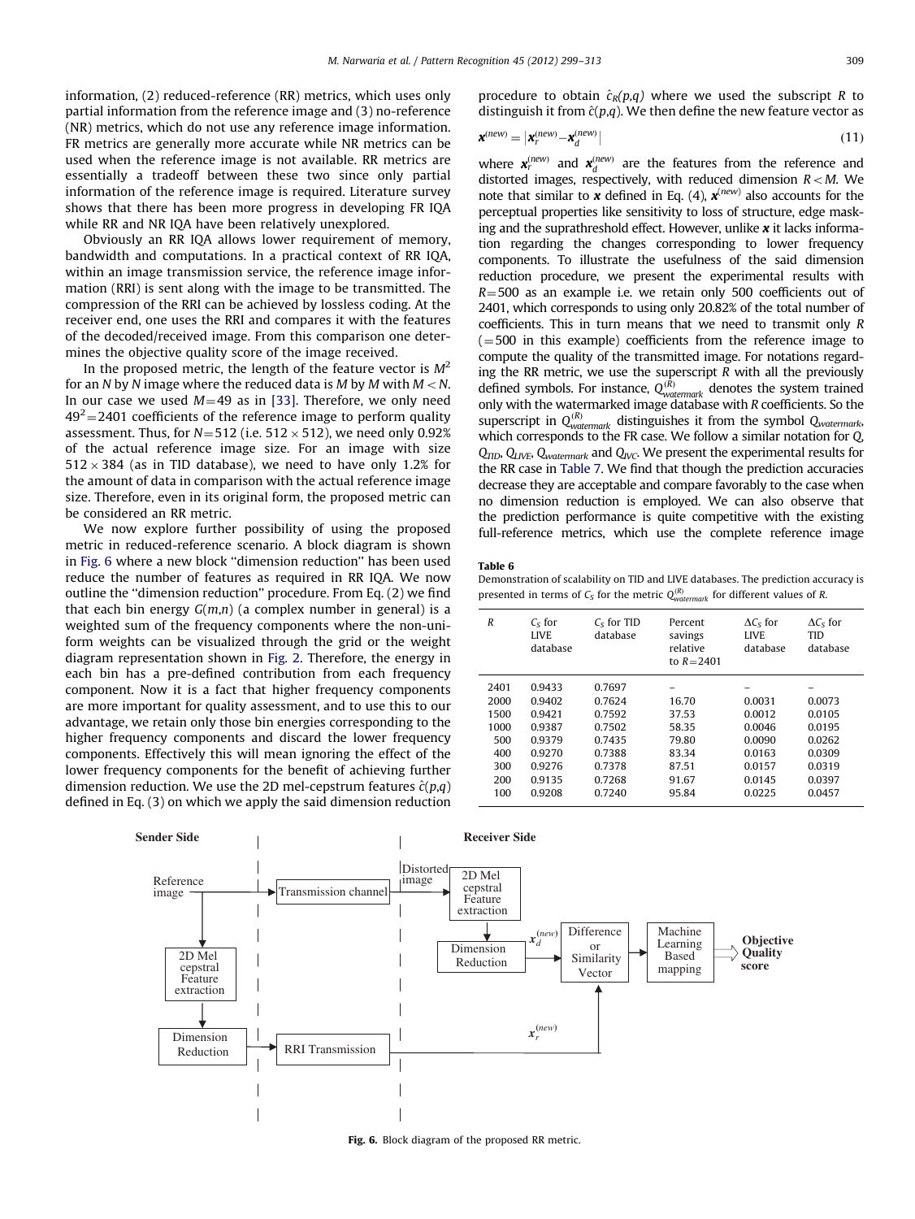information, (2) reduced-reference (RR) metrics, which uses only partial information from the reference image and (3) no-reference (NR) metrics, which do not use any reference image information. FR metrics are generally more accurate while NR metrics can be used when the reference image is not available. RR metrics are essentially a tradeoff between these two since only partial information of the reference image is required. Literature survey shows that there has been more progress in developing FR IQA while RR and NR IQA have been relatively unexplored.

Obviously an RR IQA allows lower requirement of memory, bandwidth and computations. In a practical context of RR IQA, within an image transmission service, the reference image information (RRI) is sent along with the image to be transmitted. The compression of the RRI can be achieved by lossless coding. At the receiver end, one uses the RRI and compares it with the features of the decoded/received image. From this comparison one determines the objective quality score of the image received.

In the proposed metric, the length of the feature vector is $M^2$ for an $N$ by $N$ image where the reduced data is $M$ by $M$ with $M<N$. In our case we used $M=49$ as in [33]. Therefore, we only need $49^2=2401$ coefficients of the reference image to perform quality assessment. Thus, for $N=512$ (i.e. $512\times512$), we need only 0.92% of the actual reference image size. For an image with size $512\times384$ (as in TID database), we need to have only 1.2% for the amount of data in comparison with the actual reference image size. Therefore, even in its original form, the proposed metric can be considered an RR metric.

We now explore further possibility of using the proposed metric in reduced-reference scenario. A block diagram is shown in Fig. 6 where a new block "dimension reduction" has been used reduce the number of features as required in RR IQA. We now outline the "dimension reduction" procedure. From Eq. (2) we find that each bin energy $G(m,n)$ (a complex number in general) is a weighted sum of the frequency components where the non-uniform weights can be visualized through the grid or the weight diagram representation shown in Fig. 2. Therefore, the energy in each bin has a pre-defined contribution from each frequency component. Now it is a fact that higher frequency components are more important for quality assessment, and to use this to our advantage, we retain only those bin energies corresponding to the higher frequency components and discard the lower frequency components. Effectively this will mean ignoring the effect of the lower frequency components for the benefit of achieving further dimension reduction. We use the 2D mel-cepstrum features $\hat{c}(p,q)$ defined in Eq. (3) on which we apply the said dimension reduction procedure to obtain $\hat{c}_R(p,q)$ where we used the subscript $R$ to distinguish it from $\hat{c}(p,q)$. We then define the new feature vector as

$$\boldsymbol{x}^{(new)}=|\boldsymbol{x}_r^{(new)}-\boldsymbol{x}_d^{(new)}| \tag{11}$$

where $\boldsymbol{x}_r^{(new)}$ and $\boldsymbol{x}_d^{(new)}$ are the features from the reference and distorted images, respectively, with reduced dimension $R<M$. We note that similar to $\boldsymbol{x}$ defined in Eq. (4), $\boldsymbol{x}^{(new)}$ also accounts for the perceptual properties like sensitivity to loss of structure, edge masking and the suprathreshold effect. However, unlike $\boldsymbol{x}$ it lacks information regarding the changes corresponding to lower frequency components. To illustrate the usefulness of the said dimension reduction procedure, we present the experimental results with $R=500$ as an example i.e. we retain only 500 coefficients out of 2401, which corresponds to using only 20.82% of the total number of coefficients. This in turn means that we need to transmit only $R$ ($=500$ in this example) coefficients from the reference image to compute the quality of the transmitted image. For notations regarding the RR metric, we use the superscript $R$ with all the previously defined symbols. For instance, $Q_{watermark}^{(R)}$ denotes the system trained only with the watermarked image database with $R$ coefficients. So the superscript in $Q_{watermark}^{(R)}$ distinguishes it from the symbol $Q_{watermark}$, which corresponds to the FR case. We follow a similar notation for $Q$, $Q_{TID}$, $Q_{LIVE}$, $Q_{watermark}$ and $Q_{IVC}$. We present the experimental results for the RR case in Table 7. We find that though the prediction accuracies decrease they are acceptable and compare favorably to the case when no dimension reduction is employed. We can also observe that the prediction performance is quite competitive with the existing full-reference metrics, which use the complete reference image

**Table 6**
Demonstration of scalability on TID and LIVE databases. The prediction accuracy is presented in terms of $C_S$ for the metric $Q_{watermark}^{(R)}$ for different values of $R$.

| $R$ | $C_S$ for LIVE database | $C_S$ for TID database | Percent savings relative to $R=2401$ | $\Delta C_S$ for LIVE database | $\Delta C_S$ for TID database |
|---|---|---|---|---|---|
| 2401 | 0.9433 | 0.7697 | – | – | – |
| 2000 | 0.9402 | 0.7624 | 16.70 | 0.0031 | 0.0073 |
| 1500 | 0.9421 | 0.7592 | 37.53 | 0.0012 | 0.0105 |
| 1000 | 0.9387 | 0.7502 | 58.35 | 0.0046 | 0.0195 |
| 500 | 0.9379 | 0.7435 | 79.80 | 0.0090 | 0.0262 |
| 400 | 0.9270 | 0.7388 | 83.34 | 0.0163 | 0.0309 |
| 300 | 0.9276 | 0.7378 | 87.51 | 0.0157 | 0.0319 |
| 200 | 0.9135 | 0.7268 | 91.67 | 0.0145 | 0.0397 |
| 100 | 0.9208 | 0.7240 | 95.84 | 0.0225 | 0.0457 |

**Fig. 6.** Block diagram of the proposed RR metric.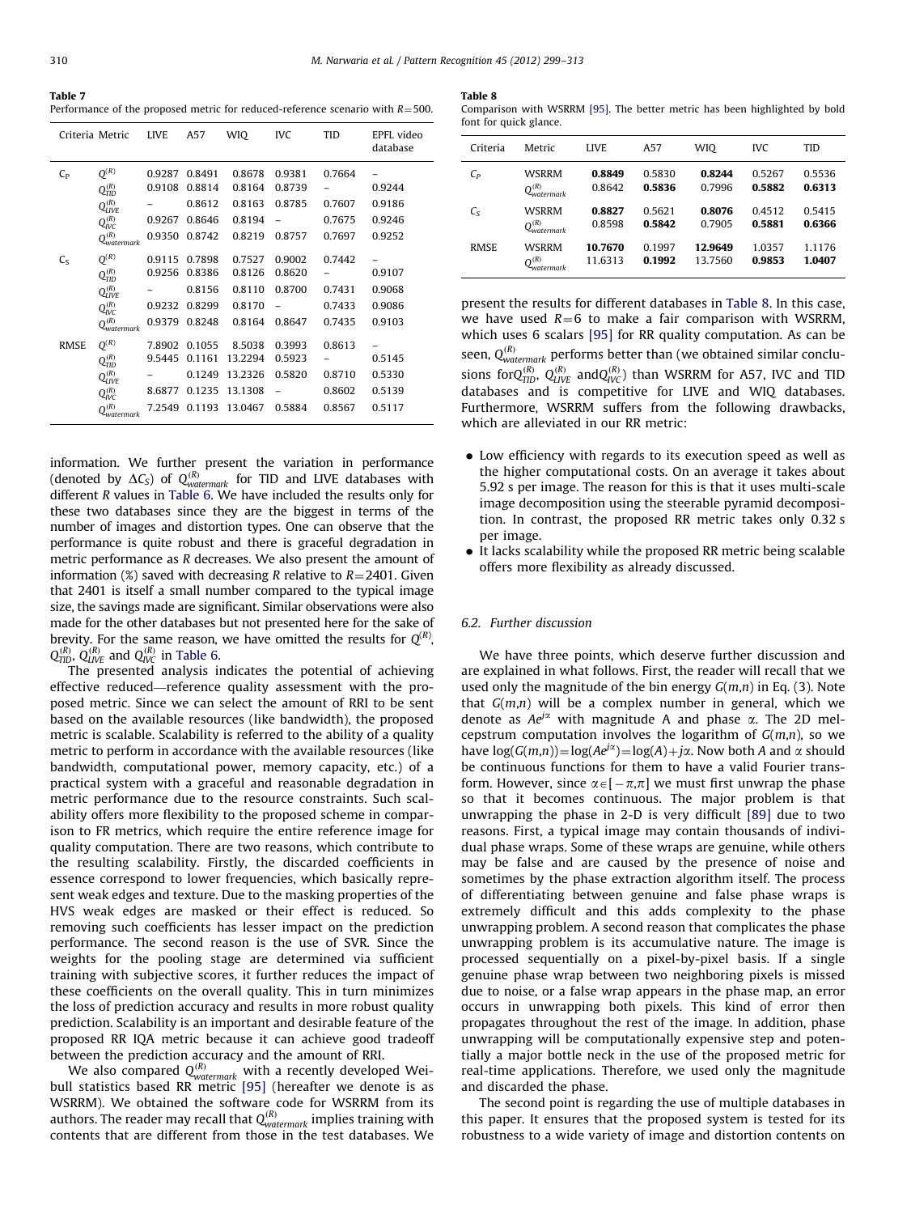**Table 7**
Performance of the proposed metric for reduced-reference scenario with $R=500$.

| Criteria | Metric | LIVE | A57 | WIQ | IVC | TID | EPFL video database |
|---|---|---|---|---|---|---|---|
| $C_P$ | $Q^{(R)}$ | 0.9287 | 0.8491 | 0.8678 | 0.9381 | 0.7664 | – |
| | $Q^{(R)}_{TID}$ | 0.9108 | 0.8814 | 0.8164 | 0.8739 | – | 0.9244 |
| | $Q^{(R)}_{LIVE}$ | – | 0.8612 | 0.8163 | 0.8785 | 0.7607 | 0.9186 |
| | $Q^{(R)}_{IVC}$ | 0.9267 | 0.8646 | 0.8194 | – | 0.7675 | 0.9246 |
| | $Q^{(R)}_{watermark}$ | 0.9350 | 0.8742 | 0.8219 | 0.8757 | 0.7697 | 0.9252 |
| $C_S$ | $Q^{(R)}$ | 0.9115 | 0.7898 | 0.7527 | 0.9002 | 0.7442 | – |
| | $Q^{(R)}_{TID}$ | 0.9256 | 0.8386 | 0.8126 | 0.8620 | – | 0.9107 |
| | $Q^{(R)}_{LIVE}$ | – | 0.8156 | 0.8110 | 0.8700 | 0.7431 | 0.9068 |
| | $Q^{(R)}_{IVC}$ | 0.9232 | 0.8299 | 0.8170 | – | 0.7433 | 0.9086 |
| | $Q^{(R)}_{watermark}$ | 0.9379 | 0.8248 | 0.8164 | 0.8647 | 0.7435 | 0.9103 |
| RMSE | $Q^{(R)}$ | 7.8902 | 0.1055 | 8.5038 | 0.3993 | 0.8613 | – |
| | $Q^{(R)}_{TID}$ | 9.5445 | 0.1161 | 13.2294 | 0.5923 | – | 0.5145 |
| | $Q^{(R)}_{LIVE}$ | – | 0.1249 | 13.2326 | 0.5820 | 0.8710 | 0.5330 |
| | $Q^{(R)}_{IVC}$ | 8.6877 | 0.1235 | 13.1308 | – | 0.8602 | 0.5139 |
| | $Q^{(R)}_{watermark}$ | 7.2549 | 0.1193 | 13.0467 | 0.5884 | 0.8567 | 0.5117 |

information. We further present the variation in performance (denoted by $\Delta C_S$) of $Q^{(R)}_{watermark}$ for TID and LIVE databases with different $R$ values in Table 6. We have included the results only for these two databases since they are the biggest in terms of the number of images and distortion types. One can observe that the performance is quite robust and there is graceful degradation in metric performance as $R$ decreases. We also present the amount of information (%) saved with decreasing $R$ relative to $R=2401$. Given that 2401 is itself a small number compared to the typical image size, the savings made are significant. Similar observations were also made for the other databases but not presented here for the sake of brevity. For the same reason, we have omitted the results for $Q^{(R)}$, $Q^{(R)}_{TID}$, $Q^{(R)}_{LIVE}$ and $Q^{(R)}_{IVC}$ in Table 6.

The presented analysis indicates the potential of achieving effective reduced—reference quality assessment with the proposed metric. Since we can select the amount of RRI to be sent based on the available resources (like bandwidth), the proposed metric is scalable. Scalability is referred to the ability of a quality metric to perform in accordance with the available resources (like bandwidth, computational power, memory capacity, etc.) of a practical system with a graceful and reasonable degradation in metric performance due to the resource constraints. Such scalability offers more flexibility to the proposed scheme in comparison to FR metrics, which require the entire reference image for quality computation. There are two reasons, which contribute to the resulting scalability. Firstly, the discarded coefficients in essence correspond to lower frequencies, which basically represent weak edges and texture. Due to the masking properties of the HVS weak edges are masked or their effect is reduced. So removing such coefficients has lesser impact on the prediction performance. The second reason is the use of SVR. Since the weights for the pooling stage are determined via sufficient training with subjective scores, it further reduces the impact of these coefficients on the overall quality. This in turn minimizes the loss of prediction accuracy and results in more robust quality prediction. Scalability is an important and desirable feature of the proposed RR IQA metric because it can achieve good tradeoff between the prediction accuracy and the amount of RRI.

We also compared $Q^{(R)}_{watermark}$ with a recently developed Weibull statistics based RR metric [95] (hereafter we denote is as WSRRM). We obtained the software code for WSRRM from its authors. The reader may recall that $Q^{(R)}_{watermark}$ implies training with contents that are different from those in the test databases. We present the results for different databases in Table 8. In this case, we have used $R=6$ to make a fair comparison with WSRRM, which uses 6 scalars [95] for RR quality computation. As can be seen, $Q^{(R)}_{watermark}$ performs better than (we obtained similar conclusions for $Q^{(R)}_{TID}$, $Q^{(R)}_{LIVE}$ and $Q^{(R)}_{IVC}$) than WSRRM for A57, IVC and TID databases and is competitive for LIVE and WIQ databases. Furthermore, WSRRM suffers from the following drawbacks, which are alleviated in our RR metric:

**Table 8**
Comparison with WSRRM [95]. The better metric has been highlighted by bold font for quick glance.

| Criteria | Metric | LIVE | A57 | WIQ | IVC | TID |
|---|---|---|---|---|---|---|
| $C_P$ | WSRRM | **0.8849** | 0.5830 | **0.8244** | 0.5267 | 0.5536 |
| | $Q^{(R)}_{watermark}$ | 0.8642 | **0.5836** | 0.7996 | **0.5882** | **0.6313** |
| $C_S$ | WSRRM | **0.8827** | 0.5621 | **0.8076** | 0.4512 | 0.5415 |
| | $Q^{(R)}_{watermark}$ | 0.8598 | **0.5842** | 0.7905 | **0.5881** | **0.6366** |
| RMSE | WSRRM | **10.7670** | 0.1997 | **12.9649** | 1.0357 | 1.1176 |
| | $Q^{(R)}_{watermark}$ | 11.6313 | **0.1992** | 13.7560 | **0.9853** | **1.0407** |

- Low efficiency with regards to its execution speed as well as the higher computational costs. On an average it takes about 5.92 s per image. The reason for this is that it uses multi-scale image decomposition using the steerable pyramid decomposition. In contrast, the proposed RR metric takes only 0.32 s per image.
- It lacks scalability while the proposed RR metric being scalable offers more flexibility as already discussed.

### 6.2. Further discussion

We have three points, which deserve further discussion and are explained in what follows. First, the reader will recall that we used only the magnitude of the bin energy $G(m,n)$ in Eq. (3). Note that $G(m,n)$ will be a complex number in general, which we denote as $Ae^{j\alpha}$ with magnitude A and phase $\alpha$. The 2D mel-cepstrum computation involves the logarithm of $G(m,n)$, so we have $\log(G(m,n))=\log(Ae^{j\alpha})=\log(A)+j\alpha$. Now both $A$ and $\alpha$ should be continuous functions for them to have a valid Fourier transform. However, since $\alpha\in[-\pi,\pi]$ we must first unwrap the phase so that it becomes continuous. The major problem is that unwrapping the phase in 2-D is very difficult [89] due to two reasons. First, a typical image may contain thousands of individual phase wraps. Some of these wraps are genuine, while others may be false and are caused by the presence of noise and sometimes by the phase extraction algorithm itself. The process of differentiating between genuine and false phase wraps is extremely difficult and this adds complexity to the phase unwrapping problem. A second reason that complicates the phase unwrapping problem is its accumulative nature. The image is processed sequentially on a pixel-by-pixel basis. If a single genuine phase wrap between two neighboring pixels is missed due to noise, or a false wrap appears in the phase map, an error occurs in unwrapping both pixels. This kind of error then propagates throughout the rest of the image. In addition, phase unwrapping will be computationally expensive step and potentially a major bottle neck in the use of the proposed metric for real-time applications. Therefore, we used only the magnitude and discarded the phase.

The second point is regarding the use of multiple databases in this paper. It ensures that the proposed system is tested for its robustness to a wide variety of image and distortion contents on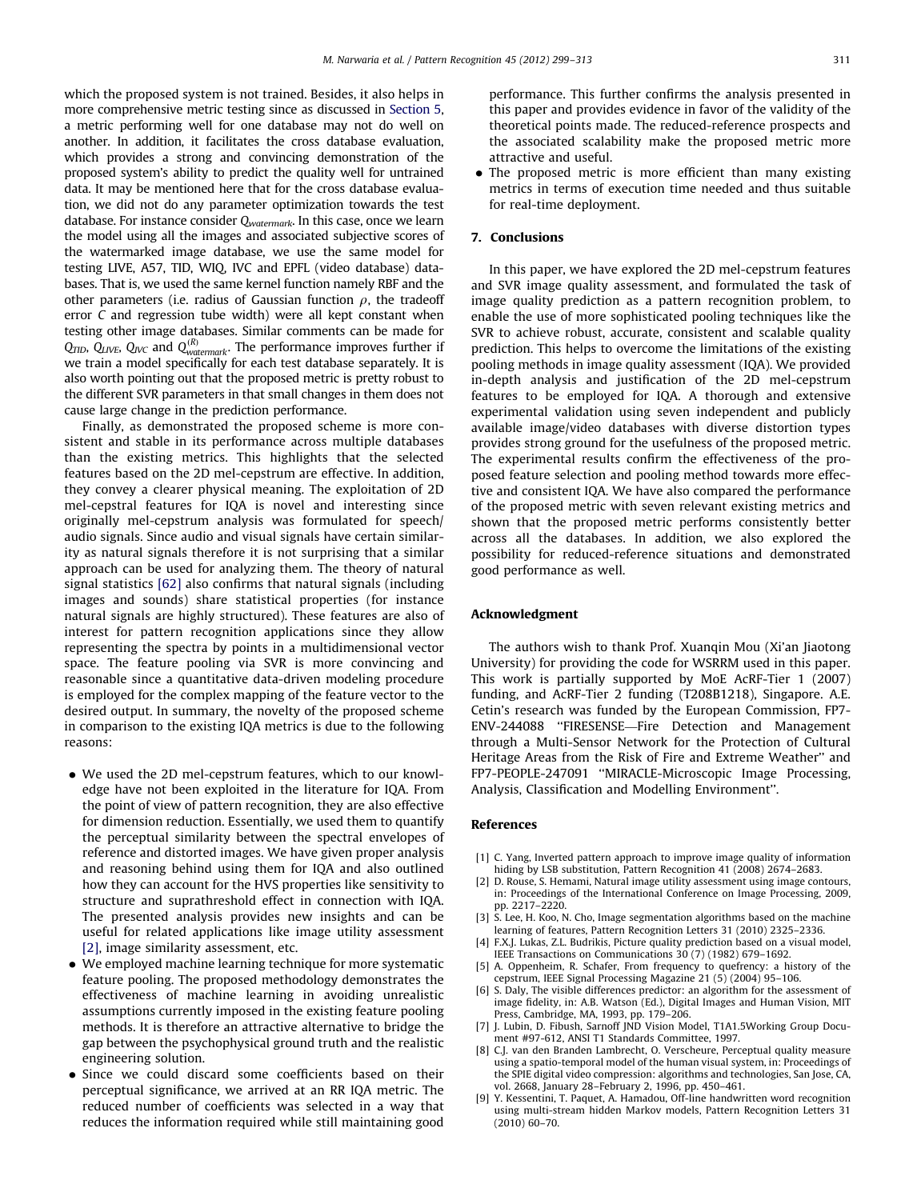which the proposed system is not trained. Besides, it also helps in more comprehensive metric testing since as discussed in Section 5, a metric performing well for one database may not do well on another. In addition, it facilitates the cross database evaluation, which provides a strong and convincing demonstration of the proposed system's ability to predict the quality well for untrained data. It may be mentioned here that for the cross database evaluation, we did not do any parameter optimization towards the test database. For instance consider $Q_{watermark}$. In this case, once we learn the model using all the images and associated subjective scores of the watermarked image database, we use the same model for testing LIVE, A57, TID, WIQ, IVC and EPFL (video database) databases. That is, we used the same kernel function namely RBF and the other parameters (i.e. radius of Gaussian function $\rho$, the tradeoff error $C$ and regression tube width) were all kept constant when testing other image databases. Similar comments can be made for $Q_{TID}$, $Q_{LIVE}$, $Q_{IVC}$ and $Q^{(R)}_{watermark}$. The performance improves further if we train a model specifically for each test database separately. It is also worth pointing out that the proposed metric is pretty robust to the different SVR parameters in that small changes in them does not cause large change in the prediction performance.

Finally, as demonstrated the proposed scheme is more consistent and stable in its performance across multiple databases than the existing metrics. This highlights that the selected features based on the 2D mel-cepstrum are effective. In addition, they convey a clearer physical meaning. The exploitation of 2D mel-cepstral features for IQA is novel and interesting since originally mel-cepstrum analysis was formulated for speech/audio signals. Since audio and visual signals have certain similarity as natural signals therefore it is not surprising that a similar approach can be used for analyzing them. The theory of natural signal statistics [62] also confirms that natural signals (including images and sounds) share statistical properties (for instance natural signals are highly structured). These features are also of interest for pattern recognition applications since they allow representing the spectra by points in a multidimensional vector space. The feature pooling via SVR is more convincing and reasonable since a quantitative data-driven modeling procedure is employed for the complex mapping of the feature vector to the desired output. In summary, the novelty of the proposed scheme in comparison to the existing IQA metrics is due to the following reasons:

- We used the 2D mel-cepstrum features, which to our knowledge have not been exploited in the literature for IQA. From the point of view of pattern recognition, they are also effective for dimension reduction. Essentially, we used them to quantify the perceptual similarity between the spectral envelopes of reference and distorted images. We have given proper analysis and reasoning behind using them for IQA and also outlined how they can account for the HVS properties like sensitivity to structure and suprathreshold effect in connection with IQA. The presented analysis provides new insights and can be useful for related applications like image utility assessment [2], image similarity assessment, etc.
- We employed machine learning technique for more systematic feature pooling. The proposed methodology demonstrates the effectiveness of machine learning in avoiding unrealistic assumptions currently imposed in the existing feature pooling methods. It is therefore an attractive alternative to bridge the gap between the psychophysical ground truth and the realistic engineering solution.
- Since we could discard some coefficients based on their perceptual significance, we arrived at an RR IQA metric. The reduced number of coefficients was selected in a way that reduces the information required while still maintaining good performance. This further confirms the analysis presented in this paper and provides evidence in favor of the validity of the theoretical points made. The reduced-reference prospects and the associated scalability make the proposed metric more attractive and useful.
- The proposed metric is more efficient than many existing metrics in terms of execution time needed and thus suitable for real-time deployment.

## 7. Conclusions

In this paper, we have explored the 2D mel-cepstrum features and SVR image quality assessment, and formulated the task of image quality prediction as a pattern recognition problem, to enable the use of more sophisticated pooling techniques like the SVR to achieve robust, accurate, consistent and scalable quality prediction. This helps to overcome the limitations of the existing pooling methods in image quality assessment (IQA). We provided in-depth analysis and justification of the 2D mel-cepstrum features to be employed for IQA. A thorough and extensive experimental validation using seven independent and publicly available image/video databases with diverse distortion types provides strong ground for the usefulness of the proposed metric. The experimental results confirm the effectiveness of the proposed feature selection and pooling method towards more effective and consistent IQA. We have also compared the performance of the proposed metric with seven relevant existing metrics and shown that the proposed metric performs consistently better across all the databases. In addition, we also explored the possibility for reduced-reference situations and demonstrated good performance as well.

## Acknowledgment

The authors wish to thank Prof. Xuanqin Mou (Xi'an Jiaotong University) for providing the code for WSRRM used in this paper. This work is partially supported by MoE AcRF-Tier 1 (2007) funding, and AcRF-Tier 2 funding (T208B1218), Singapore. A.E. Cetin's research was funded by the European Commission, FP7-ENV-244088 "FIRESENSE—Fire Detection and Management through a Multi-Sensor Network for the Protection of Cultural Heritage Areas from the Risk of Fire and Extreme Weather" and FP7-PEOPLE-247091 "MIRACLE-Microscopic Image Processing, Analysis, Classification and Modelling Environment".

## References

[1] C. Yang, Inverted pattern approach to improve image quality of information hiding by LSB substitution, Pattern Recognition 41 (2008) 2674–2683.

[2] D. Rouse, S. Hemami, Natural image utility assessment using image contours, in: Proceedings of the International Conference on Image Processing, 2009, pp. 2217–2220.

[3] S. Lee, H. Koo, N. Cho, Image segmentation algorithms based on the machine learning of features, Pattern Recognition Letters 31 (2010) 2325–2336.

[4] F.X.J. Lukas, Z.L. Budrikis, Picture quality prediction based on a visual model, IEEE Transactions on Communications 30 (7) (1982) 679–1692.

[5] A. Oppenheim, R. Schafer, From frequency to quefrency: a history of the cepstrum, IEEE Signal Processing Magazine 21 (5) (2004) 95–106.

[6] S. Daly, The visible differences predictor: an algorithm for the assessment of image fidelity, in: A.B. Watson (Ed.), Digital Images and Human Vision, MIT Press, Cambridge, MA, 1993, pp. 179–206.

[7] J. Lubin, D. Fibush, Sarnoff JND Vision Model, T1A1.5Working Group Document #97-612, ANSI T1 Standards Committee, 1997.

[8] C.J. van den Branden Lambrecht, O. Verscheure, Perceptual quality measure using a spatio-temporal model of the human visual system, in: Proceedings of the SPIE digital video compression: algorithms and technologies, San Jose, CA, vol. 2668, January 28–February 2, 1996, pp. 450–461.

[9] Y. Kessentini, T. Paquet, A. Hamadou, Off-line handwritten word recognition using multi-stream hidden Markov models, Pattern Recognition Letters 31 (2010) 60–70.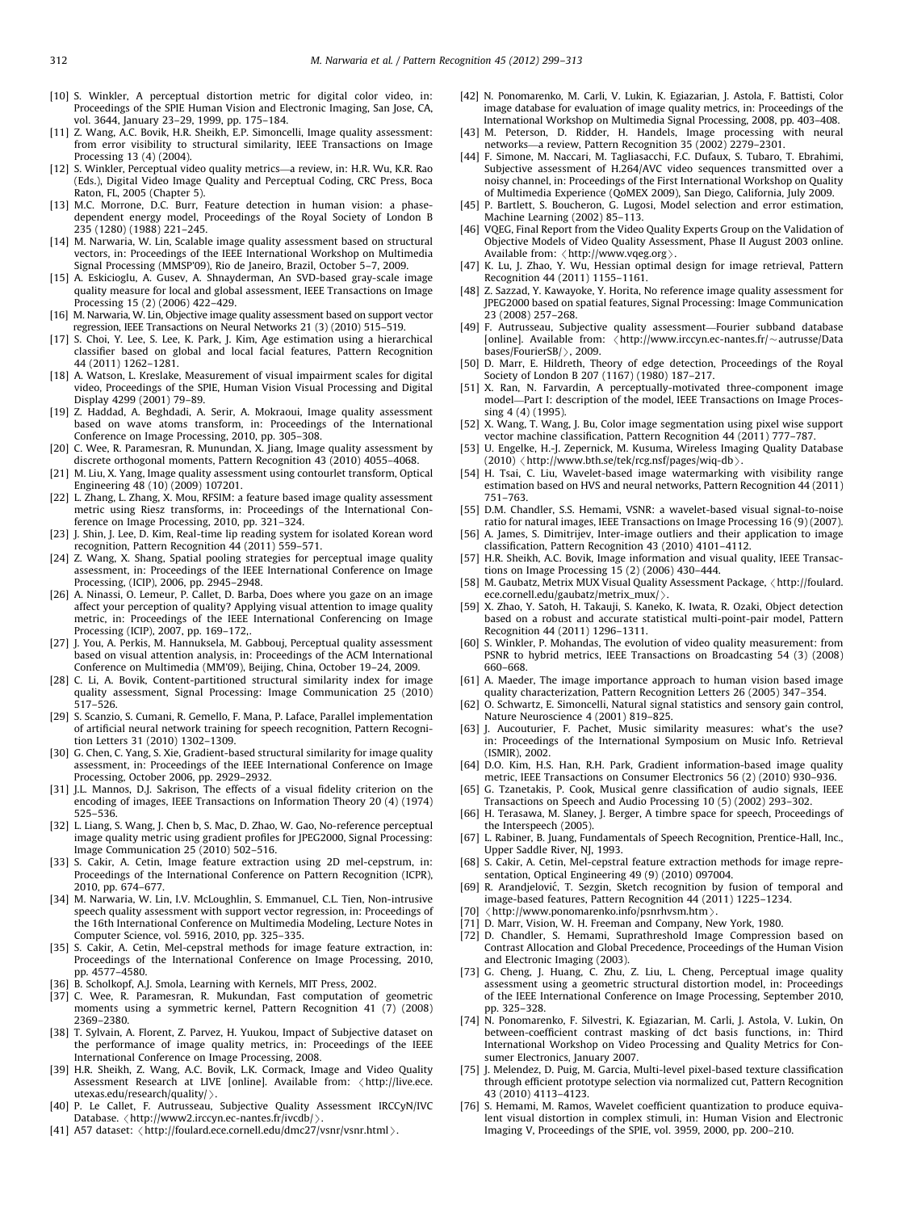[10] S. Winkler, A perceptual distortion metric for digital color video, in: Proceedings of the SPIE Human Vision and Electronic Imaging, San Jose, CA, vol. 3644, January 23–29, 1999, pp. 175–184.

[11] Z. Wang, A.C. Bovik, H.R. Sheikh, E.P. Simoncelli, Image quality assessment: from error visibility to structural similarity, IEEE Transactions on Image Processing 13 (4) (2004).

[12] S. Winkler, Perceptual video quality metrics—a review, in: H.R. Wu, K.R. Rao (Eds.), Digital Video Image Quality and Perceptual Coding, CRC Press, Boca Raton, FL, 2005 (Chapter 5).

[13] M.C. Morrone, D.C. Burr, Feature detection in human vision: a phase-dependent energy model, Proceedings of the Royal Society of London B 235 (1280) (1988) 221–245.

[14] M. Narwaria, W. Lin, Scalable image quality assessment based on structural vectors, in: Proceedings of the IEEE International Workshop on Multimedia Signal Processing (MMSP'09), Rio de Janeiro, Brazil, October 5–7, 2009.

[15] A. Eskicioglu, A. Gusev, A. Shnayderman, An SVD-based gray-scale image quality measure for local and global assessment, IEEE Transactions on Image Processing 15 (2) (2006) 422–429.

[16] M. Narwaria, W. Lin, Objective image quality assessment based on support vector regression, IEEE Transactions on Neural Networks 21 (3) (2010) 515–519.

[17] S. Choi, Y. Lee, S. Lee, K. Park, J. Kim, Age estimation using a hierarchical classifier based on global and local facial features, Pattern Recognition 44 (2011) 1262–1281.

[18] A. Watson, L. Kreslake, Measurement of visual impairment scales for digital video, Proceedings of the SPIE, Human Vision Visual Processing and Digital Display 4299 (2001) 79–89.

[19] Z. Haddad, A. Beghdadi, A. Serir, A. Mokraoui, Image quality assessment based on wave atoms transform, in: Proceedings of the International Conference on Image Processing, 2010, pp. 305–308.

[20] C. Wee, R. Paramesran, R. Munundan, X. Jiang, Image quality assessment by discrete orthogonal moments, Pattern Recognition 43 (2010) 4055–4068.

[21] M. Liu, X. Yang, Image quality assessment using contourlet transform, Optical Engineering 48 (10) (2009) 107201.

[22] L. Zhang, L. Zhang, X. Mou, RFSIM: a feature based image quality assessment metric using Riesz transforms, in: Proceedings of the International Conference on Image Processing, 2010, pp. 321–324.

[23] J. Shin, J. Lee, D. Kim, Real-time lip reading system for isolated Korean word recognition, Pattern Recognition 44 (2011) 559–571.

[24] Z. Wang, X. Shang, Spatial pooling strategies for perceptual image quality assessment, in: Proceedings of the IEEE International Conference on Image Processing, (ICIP), 2006, pp. 2945–2948.

[26] A. Ninassi, O. Lemeur, P. Callet, D. Barba, Does where you gaze on an image affect your perception of quality? Applying visual attention to image quality metric, in: Proceedings of the IEEE International Conferencing on Image Processing (ICIP), 2007, pp. 169–172,.

[27] J. You, A. Perkis, M. Hannuksela, M. Gabbouj, Perceptual quality assessment based on visual attention analysis, in: Proceedings of the ACM International Conference on Multimedia (MM'09), Beijing, China, October 19–24, 2009.

[28] C. Li, A. Bovik, Content-partitioned structural similarity index for image quality assessment, Signal Processing: Image Communication 25 (2010) 517–526.

[29] S. Scanzio, S. Cumani, R. Gemello, F. Mana, P. Laface, Parallel implementation of artificial neural network training for speech recognition, Pattern Recognition Letters 31 (2010) 1302–1309.

[30] G. Chen, C. Yang, S. Xie, Gradient-based structural similarity for image quality assessment, in: Proceedings of the IEEE International Conference on Image Processing, October 2006, pp. 2929–2932.

[31] J.L. Mannos, D.J. Sakrison, The effects of a visual fidelity criterion on the encoding of images, IEEE Transactions on Information Theory 20 (4) (1974) 525–536.

[32] L. Liang, S. Wang, J. Chen b, S. Mac, D. Zhao, W. Gao, No-reference perceptual image quality metric using gradient profiles for JPEG2000, Signal Processing: Image Communication 25 (2010) 502–516.

[33] S. Cakir, A. Cetin, Image feature extraction using 2D mel-cepstrum, in: Proceedings of the International Conference on Pattern Recognition (ICPR), 2010, pp. 674–677.

[34] M. Narwaria, W. Lin, I.V. McLoughlin, S. Emmanuel, C.L. Tien, Non-intrusive speech quality assessment with support vector regression, in: Proceedings of the 16th International Conference on Multimedia Modeling, Lecture Notes in Computer Science, vol. 5916, 2010, pp. 325–335.

[35] S. Cakir, A. Cetin, Mel-cepstral methods for image feature extraction, in: Proceedings of the International Conference on Image Processing, 2010, pp. 4577–4580.

[36] B. Scholkopf, A.J. Smola, Learning with Kernels, MIT Press, 2002.

[37] C. Wee, R. Paramesran, R. Mukundan, Fast computation of geometric moments using a symmetric kernel, Pattern Recognition 41 (7) (2008) 2369–2380.

[38] T. Sylvain, A. Florent, Z. Parvez, H. Yuukou, Impact of Subjective dataset on the performance of image quality metrics, in: Proceedings of the IEEE International Conference on Image Processing, 2008.

[39] H.R. Sheikh, Z. Wang, A.C. Bovik, L.K. Cormack, Image and Video Quality Assessment Research at LIVE [online]. Available from: ⟨http://live.ece.utexas.edu/research/quality/⟩.

[40] P. Le Callet, F. Autrusseau, Subjective Quality Assessment IRCCyN/IVC Database. ⟨http://www2.irccyn.ec-nantes.fr/ivcdb/⟩.

[41] A57 dataset: ⟨http://foulard.ece.cornell.edu/dmc27/vsnr/vsnr.html⟩.

[42] N. Ponomarenko, M. Carli, V. Lukin, K. Egiazarian, J. Astola, F. Battisti, Color image database for evaluation of image quality metrics, in: Proceedings of the International Workshop on Multimedia Signal Processing, 2008, pp. 403–408.

[43] M. Peterson, D. Ridder, H. Handels, Image processing with neural networks—a review, Pattern Recognition 35 (2002) 2279–2301.

[44] F. Simone, M. Naccari, M. Tagliasacchi, F.C. Dufaux, S. Tubaro, T. Ebrahimi, Subjective assessment of H.264/AVC video sequences transmitted over a noisy channel, in: Proceedings of the First International Workshop on Quality of Multimedia Experience (QoMEX 2009), San Diego, California, July 2009.

[45] P. Bartlett, S. Boucheron, G. Lugosi, Model selection and error estimation, Machine Learning (2002) 85–113.

[46] VQEG, Final Report from the Video Quality Experts Group on the Validation of Objective Models of Video Quality Assessment, Phase II August 2003 online. Available from: ⟨http://www.vqeg.org⟩.

[47] K. Lu, J. Zhao, Y. Wu, Hessian optimal design for image retrieval, Pattern Recognition 44 (2011) 1155–1161.

[48] Z. Sazzad, Y. Kawayoke, Y. Horita, No reference image quality assessment for JPEG2000 based on spatial features, Signal Processing: Image Communication 23 (2008) 257–268.

[49] F. Autrusseau, Subjective quality assessment—Fourier subband database [online]. Available from: ⟨http://www.irccyn.ec-nantes.fr/~autrusse/Databases/FourierSB/⟩, 2009.

[50] D. Marr, E. Hildreth, Theory of edge detection, Proceedings of the Royal Society of London B 207 (1167) (1980) 187–217.

[51] X. Ran, N. Farvardin, A perceptually-motivated three-component image model—Part I: description of the model, IEEE Transactions on Image Processing 4 (4) (1995).

[52] X. Wang, T. Wang, J. Bu, Color image segmentation using pixel wise support vector machine classification, Pattern Recognition 44 (2011) 777–787.

[53] U. Engelke, H.-J. Zepernick, M. Kusuma, Wireless Imaging Quality Database (2010) ⟨http://www.bth.se/tek/rcg.nsf/pages/wiq-db⟩.

[54] H. Tsai, C. Liu, Wavelet-based image watermarking with visibility range estimation based on HVS and neural networks, Pattern Recognition 44 (2011) 751–763.

[55] D.M. Chandler, S.S. Hemami, VSNR: a wavelet-based visual signal-to-noise ratio for natural images, IEEE Transactions on Image Processing 16 (9) (2007).

[56] A. James, S. Dimitrijev, Inter-image outliers and their application to image classification, Pattern Recognition 43 (2010) 4101–4112.

[57] H.R. Sheikh, A.C. Bovik, Image information and visual quality, IEEE Transactions on Image Processing 15 (2) (2006) 430–444.

[58] M. Gaubatz, Metrix MUX Visual Quality Assessment Package, ⟨http://foulard.ece.cornell.edu/gaubatz/metrix_mux/⟩.

[59] X. Zhao, Y. Satoh, H. Takauji, S. Kaneko, K. Iwata, R. Ozaki, Object detection based on a robust and accurate statistical multi-point-pair model, Pattern Recognition 44 (2011) 1296–1311.

[60] S. Winkler, P. Mohandas, The evolution of video quality measurement: from PSNR to hybrid metrics, IEEE Transactions on Broadcasting 54 (3) (2008) 660–668.

[61] A. Maeder, The image importance approach to human vision based image quality characterization, Pattern Recognition Letters 26 (2005) 347–354.

[62] O. Schwartz, E. Simoncelli, Natural signal statistics and sensory gain control, Nature Neuroscience 4 (2001) 819–825.

[63] J. Aucouturier, F. Pachet, Music similarity measures: what's the use? in: Proceedings of the International Symposium on Music Info. Retrieval (ISMIR), 2002.

[64] D.O. Kim, H.S. Han, R.H. Park, Gradient information-based image quality metric, IEEE Transactions on Consumer Electronics 56 (2) (2010) 930–936.

[65] G. Tzanetakis, P. Cook, Musical genre classification of audio signals, IEEE Transactions on Speech and Audio Processing 10 (5) (2002) 293–302.

[66] H. Terasawa, M. Slaney, J. Berger, A timbre space for speech, Proceedings of the Interspeech (2005).

[67] L. Rabiner, B. Juang, Fundamentals of Speech Recognition, Prentice-Hall, Inc., Upper Saddle River, NJ, 1993.

[68] S. Cakir, A. Cetin, Mel-cepstral feature extraction methods for image representation, Optical Engineering 49 (9) (2010) 097004.

[69] R. Arandjelović, T. Sezgin, Sketch recognition by fusion of temporal and image-based features, Pattern Recognition 44 (2011) 1225–1234.

[70] ⟨http://www.ponomarenko.info/psnrhvsm.htm⟩.

[71] D. Marr, Vision, W. H. Freeman and Company, New York, 1980.

[72] D. Chandler, S. Hemami, Suprathreshold Image Compression based on Contrast Allocation and Global Precedence, Proceedings of the Human Vision and Electronic Imaging (2003).

[73] G. Cheng, J. Huang, C. Zhu, Z. Liu, L. Cheng, Perceptual image quality assessment using a geometric structural distortion model, in: Proceedings of the IEEE International Conference on Image Processing, September 2010, pp. 325–328.

[74] N. Ponomarenko, F. Silvestri, K. Egiazarian, M. Carli, J. Astola, V. Lukin, On between-coefficient contrast masking of dct basis functions, in: Third International Workshop on Video Processing and Quality Metrics for Consumer Electronics, January 2007.

[75] J. Melendez, D. Puig, M. Garcia, Multi-level pixel-based texture classification through efficient prototype selection via normalized cut, Pattern Recognition 43 (2010) 4113–4123.

[76] S. Hemami, M. Ramos, Wavelet coefficient quantization to produce equivalent visual distortion in complex stimuli, in: Human Vision and Electronic Imaging V, Proceedings of the SPIE, vol. 3959, 2000, pp. 200–210.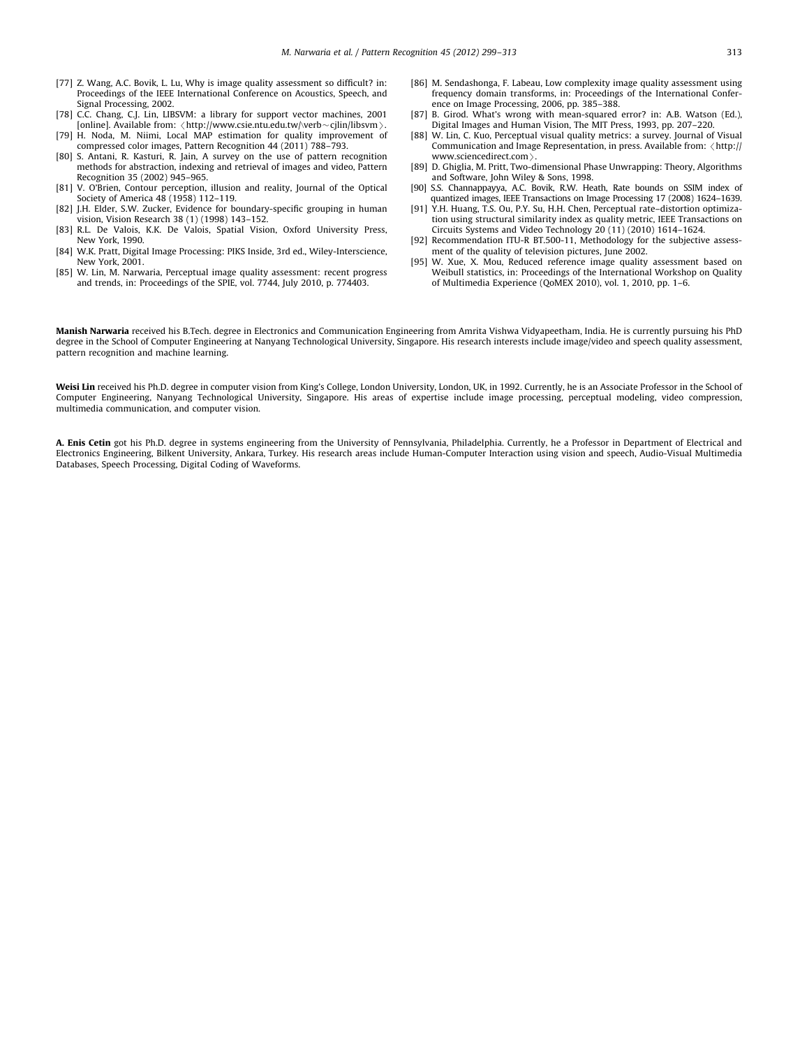[77] Z. Wang, A.C. Bovik, L. Lu, Why is image quality assessment so difficult? in: Proceedings of the IEEE International Conference on Acoustics, Speech, and Signal Processing, 2002.

[78] C.C. Chang, C.J. Lin, LIBSVM: a library for support vector machines, 2001 [online]. Available from: 〈http://www.csie.ntu.edu.tw/\verb~cjlin/libsvm〉.

[79] H. Noda, M. Niimi, Local MAP estimation for quality improvement of compressed color images, Pattern Recognition 44 (2011) 788–793.

[80] S. Antani, R. Kasturi, R. Jain, A survey on the use of pattern recognition methods for abstraction, indexing and retrieval of images and video, Pattern Recognition 35 (2002) 945–965.

[81] V. O'Brien, Contour perception, illusion and reality, Journal of the Optical Society of America 48 (1958) 112–119.

[82] J.H. Elder, S.W. Zucker, Evidence for boundary-specific grouping in human vision, Vision Research 38 (1) (1998) 143–152.

[83] R.L. De Valois, K.K. De Valois, Spatial Vision, Oxford University Press, New York, 1990.

[84] W.K. Pratt, Digital Image Processing: PIKS Inside, 3rd ed., Wiley-Interscience, New York, 2001.

[85] W. Lin, M. Narwaria, Perceptual image quality assessment: recent progress and trends, in: Proceedings of the SPIE, vol. 7744, July 2010, p. 774403.

[86] M. Sendashonga, F. Labeau, Low complexity image quality assessment using frequency domain transforms, in: Proceedings of the International Conference on Image Processing, 2006, pp. 385–388.

[87] B. Girod. What's wrong with mean-squared error? in: A.B. Watson (Ed.), Digital Images and Human Vision, The MIT Press, 1993, pp. 207–220.

[88] W. Lin, C. Kuo, Perceptual visual quality metrics: a survey. Journal of Visual Communication and Image Representation, in press. Available from: 〈http://www.sciencedirect.com〉.

[89] D. Ghiglia, M. Pritt, Two-dimensional Phase Unwrapping: Theory, Algorithms and Software, John Wiley & Sons, 1998.

[90] S.S. Channappayya, A.C. Bovik, R.W. Heath, Rate bounds on SSIM index of quantized images, IEEE Transactions on Image Processing 17 (2008) 1624–1639.

[91] Y.H. Huang, T.S. Ou, P.Y. Su, H.H. Chen, Perceptual rate–distortion optimization using structural similarity index as quality metric, IEEE Transactions on Circuits Systems and Video Technology 20 (11) (2010) 1614–1624.

[92] Recommendation ITU-R BT.500-11, Methodology for the subjective assessment of the quality of television pictures, June 2002.

[95] W. Xue, X. Mou, Reduced reference image quality assessment based on Weibull statistics, in: Proceedings of the International Workshop on Quality of Multimedia Experience (QoMEX 2010), vol. 1, 2010, pp. 1–6.

**Manish Narwaria** received his B.Tech. degree in Electronics and Communication Engineering from Amrita Vishwa Vidyapeetham, India. He is currently pursuing his PhD degree in the School of Computer Engineering at Nanyang Technological University, Singapore. His research interests include image/video and speech quality assessment, pattern recognition and machine learning.

**Weisi Lin** received his Ph.D. degree in computer vision from King's College, London University, London, UK, in 1992. Currently, he is an Associate Professor in the School of Computer Engineering, Nanyang Technological University, Singapore. His areas of expertise include image processing, perceptual modeling, video compression, multimedia communication, and computer vision.

**A. Enis Cetin** got his Ph.D. degree in systems engineering from the University of Pennsylvania, Philadelphia. Currently, he a Professor in Department of Electrical and Electronics Engineering, Bilkent University, Ankara, Turkey. His research areas include Human-Computer Interaction using vision and speech, Audio-Visual Multimedia Databases, Speech Processing, Digital Coding of Waveforms.